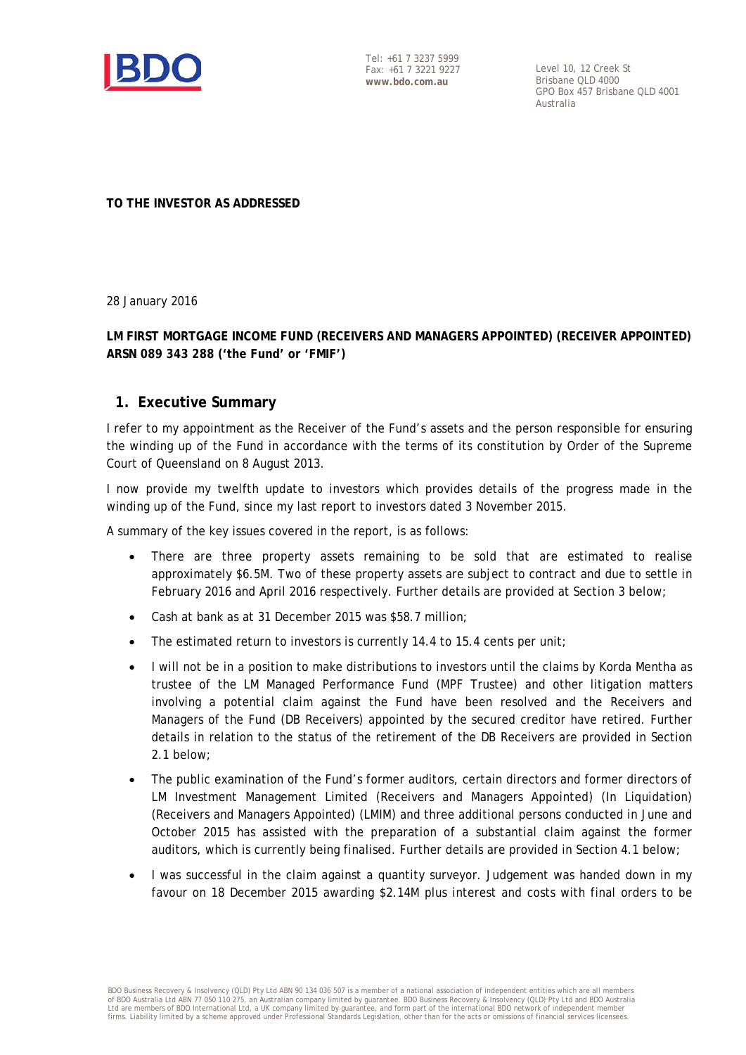Tel: +61 7 3237 5999
Fax: +61 7 3221 9227
**www.bdo.com.au**

Level 10, 12 Creek St
Brisbane QLD 4000
GPO Box 457 Brisbane QLD 4001
Australia

**TO THE INVESTOR AS ADDRESSED**

28 January 2016

**LM FIRST MORTGAGE INCOME FUND (RECEIVERS AND MANAGERS APPOINTED) (RECEIVER APPOINTED) ARSN 089 343 288 ('the Fund' or 'FMIF')**

## 1. Executive Summary

I refer to my appointment as the Receiver of the Fund's assets and the person responsible for ensuring the winding up of the Fund in accordance with the terms of its constitution by Order of the Supreme Court of Queensland on 8 August 2013.

I now provide my twelfth update to investors which provides details of the progress made in the winding up of the Fund, since my last report to investors dated 3 November 2015.

A summary of the key issues covered in the report, is as follows:

- There are three property assets remaining to be sold that are estimated to realise approximately $6.5M. Two of these property assets are subject to contract and due to settle in February 2016 and April 2016 respectively. Further details are provided at Section 3 below;
- Cash at bank as at 31 December 2015 was $58.7 million;
- The estimated return to investors is currently 14.4 to 15.4 cents per unit;
- I will not be in a position to make distributions to investors until the claims by Korda Mentha as trustee of the LM Managed Performance Fund (MPF Trustee) and other litigation matters involving a potential claim against the Fund have been resolved and the Receivers and Managers of the Fund (DB Receivers) appointed by the secured creditor have retired. Further details in relation to the status of the retirement of the DB Receivers are provided in Section 2.1 below;
- The public examination of the Fund's former auditors, certain directors and former directors of LM Investment Management Limited (Receivers and Managers Appointed) (In Liquidation) (Receivers and Managers Appointed) (LMIM) and three additional persons conducted in June and October 2015 has assisted with the preparation of a substantial claim against the former auditors, which is currently being finalised. Further details are provided in Section 4.1 below;
- I was successful in the claim against a quantity surveyor. Judgement was handed down in my favour on 18 December 2015 awarding $2.14M plus interest and costs with final orders to be

BDO Business Recovery & Insolvency (QLD) Pty Ltd ABN 90 134 036 507 is a member of a national association of independent entities which are all members of BDO Australia Ltd ABN 77 050 110 275, an Australian company limited by guarantee. BDO Business Recovery & Insolvency (QLD) Pty Ltd and BDO Australia Ltd are members of BDO International Ltd, a UK company limited by guarantee, and form part of the international BDO network of independent member firms. Liability limited by a scheme approved under Professional Standards Legislation, other than for the acts or omissions of financial services licensees.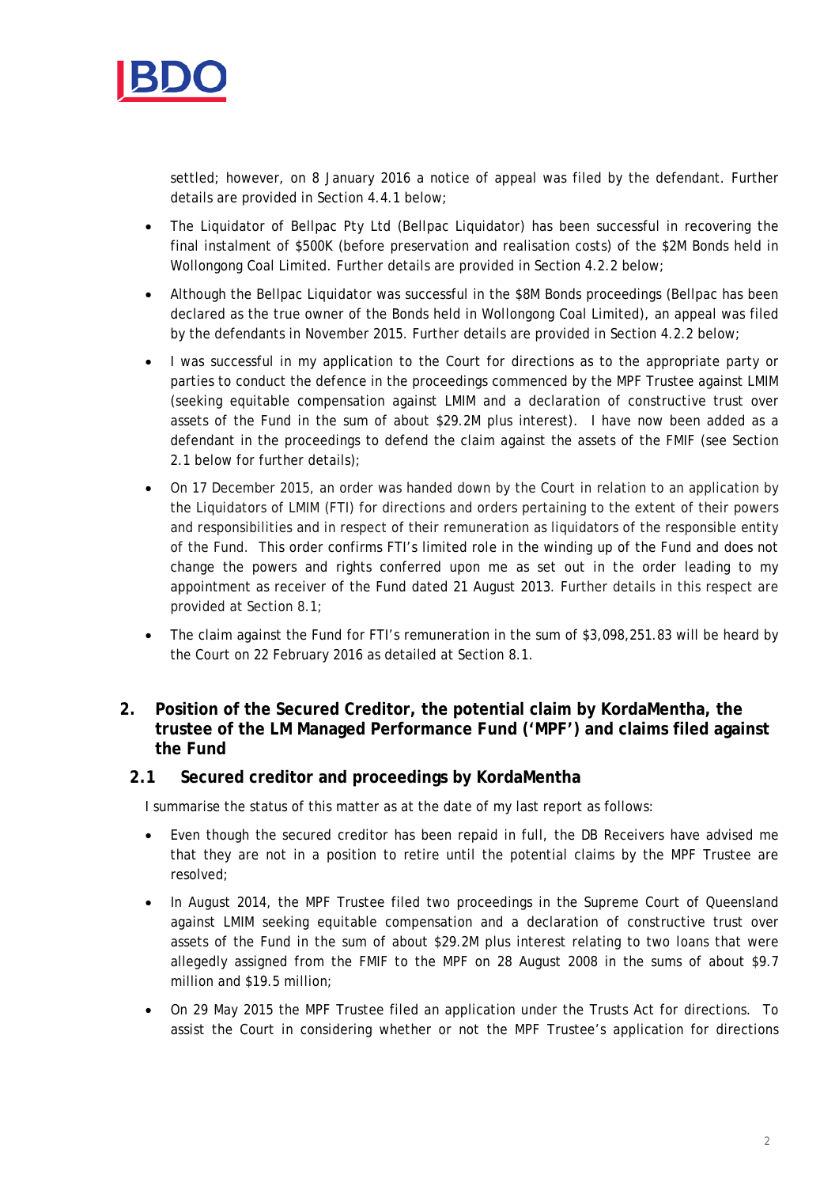settled; however, on 8 January 2016 a notice of appeal was filed by the defendant. Further details are provided in Section 4.4.1 below;

- The Liquidator of Bellpac Pty Ltd (Bellpac Liquidator) has been successful in recovering the final instalment of $500K (before preservation and realisation costs) of the $2M Bonds held in Wollongong Coal Limited. Further details are provided in Section 4.2.2 below;
- Although the Bellpac Liquidator was successful in the $8M Bonds proceedings (Bellpac has been declared as the true owner of the Bonds held in Wollongong Coal Limited), an appeal was filed by the defendants in November 2015. Further details are provided in Section 4.2.2 below;
- I was successful in my application to the Court for directions as to the appropriate party or parties to conduct the defence in the proceedings commenced by the MPF Trustee against LMIM (seeking equitable compensation against LMIM and a declaration of constructive trust over assets of the Fund in the sum of about $29.2M plus interest). I have now been added as a defendant in the proceedings to defend the claim against the assets of the FMIF (see Section 2.1 below for further details);
- On 17 December 2015, an order was handed down by the Court in relation to an application by the Liquidators of LMIM (FTI) for directions and orders pertaining to the extent of their powers and responsibilities and in respect of their remuneration as liquidators of the responsible entity of the Fund. This order confirms FTI's limited role in the winding up of the Fund and does not change the powers and rights conferred upon me as set out in the order leading to my appointment as receiver of the Fund dated 21 August 2013. Further details in this respect are provided at Section 8.1;
- The claim against the Fund for FTI's remuneration in the sum of $3,098,251.83 will be heard by the Court on 22 February 2016 as detailed at Section 8.1.

## 2. Position of the Secured Creditor, the potential claim by KordaMentha, the trustee of the LM Managed Performance Fund ('MPF') and claims filed against the Fund

### 2.1 Secured creditor and proceedings by KordaMentha

I summarise the status of this matter as at the date of my last report as follows:

- Even though the secured creditor has been repaid in full, the DB Receivers have advised me that they are not in a position to retire until the potential claims by the MPF Trustee are resolved;
- In August 2014, the MPF Trustee filed two proceedings in the Supreme Court of Queensland against LMIM seeking equitable compensation and a declaration of constructive trust over assets of the Fund in the sum of about $29.2M plus interest relating to two loans that were allegedly assigned from the FMIF to the MPF on 28 August 2008 in the sums of about $9.7 million and $19.5 million;
- On 29 May 2015 the MPF Trustee filed an application under the Trusts Act for directions. To assist the Court in considering whether or not the MPF Trustee's application for directions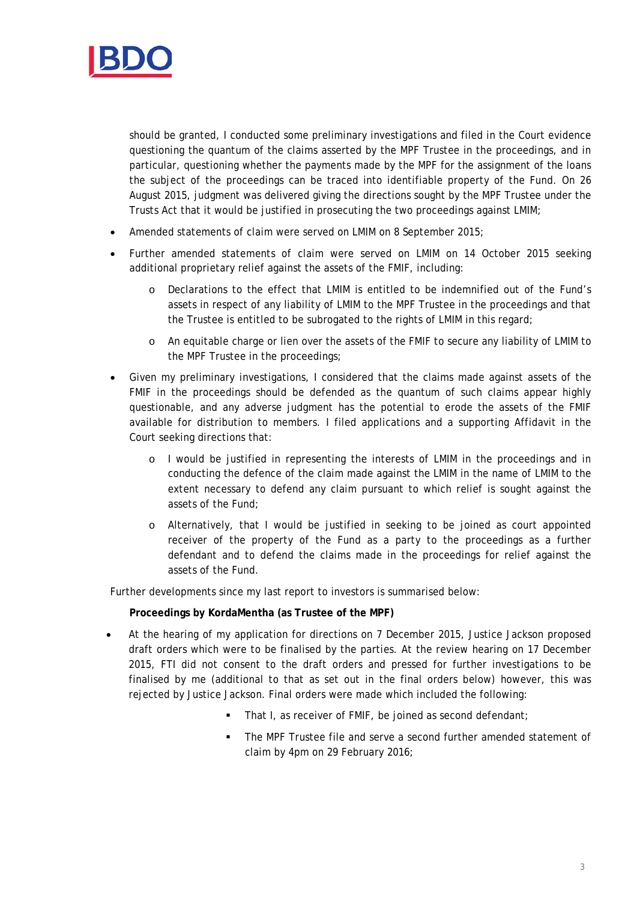should be granted, I conducted some preliminary investigations and filed in the Court evidence questioning the quantum of the claims asserted by the MPF Trustee in the proceedings, and in particular, questioning whether the payments made by the MPF for the assignment of the loans the subject of the proceedings can be traced into identifiable property of the Fund. On 26 August 2015, judgment was delivered giving the directions sought by the MPF Trustee under the Trusts Act that it would be justified in prosecuting the two proceedings against LMIM;

- Amended statements of claim were served on LMIM on 8 September 2015;
- Further amended statements of claim were served on LMIM on 14 October 2015 seeking additional proprietary relief against the assets of the FMIF, including:
  - Declarations to the effect that LMIM is entitled to be indemnified out of the Fund's assets in respect of any liability of LMIM to the MPF Trustee in the proceedings and that the Trustee is entitled to be subrogated to the rights of LMIM in this regard;
  - An equitable charge or lien over the assets of the FMIF to secure any liability of LMIM to the MPF Trustee in the proceedings;
- Given my preliminary investigations, I considered that the claims made against assets of the FMIF in the proceedings should be defended as the quantum of such claims appear highly questionable, and any adverse judgment has the potential to erode the assets of the FMIF available for distribution to members. I filed applications and a supporting Affidavit in the Court seeking directions that:
  - I would be justified in representing the interests of LMIM in the proceedings and in conducting the defence of the claim made against the LMIM in the name of LMIM to the extent necessary to defend any claim pursuant to which relief is sought against the assets of the Fund;
  - Alternatively, that I would be justified in seeking to be joined as court appointed receiver of the property of the Fund as a party to the proceedings as a further defendant and to defend the claims made in the proceedings for relief against the assets of the Fund.

Further developments since my last report to investors is summarised below:

**Proceedings by KordaMentha (as Trustee of the MPF)**

- At the hearing of my application for directions on 7 December 2015, Justice Jackson proposed draft orders which were to be finalised by the parties. At the review hearing on 17 December 2015, FTI did not consent to the draft orders and pressed for further investigations to be finalised by me (additional to that as set out in the final orders below) however, this was rejected by Justice Jackson. Final orders were made which included the following:
  - That I, as receiver of FMIF, be joined as second defendant;
  - The MPF Trustee file and serve a second further amended statement of claim by 4pm on 29 February 2016;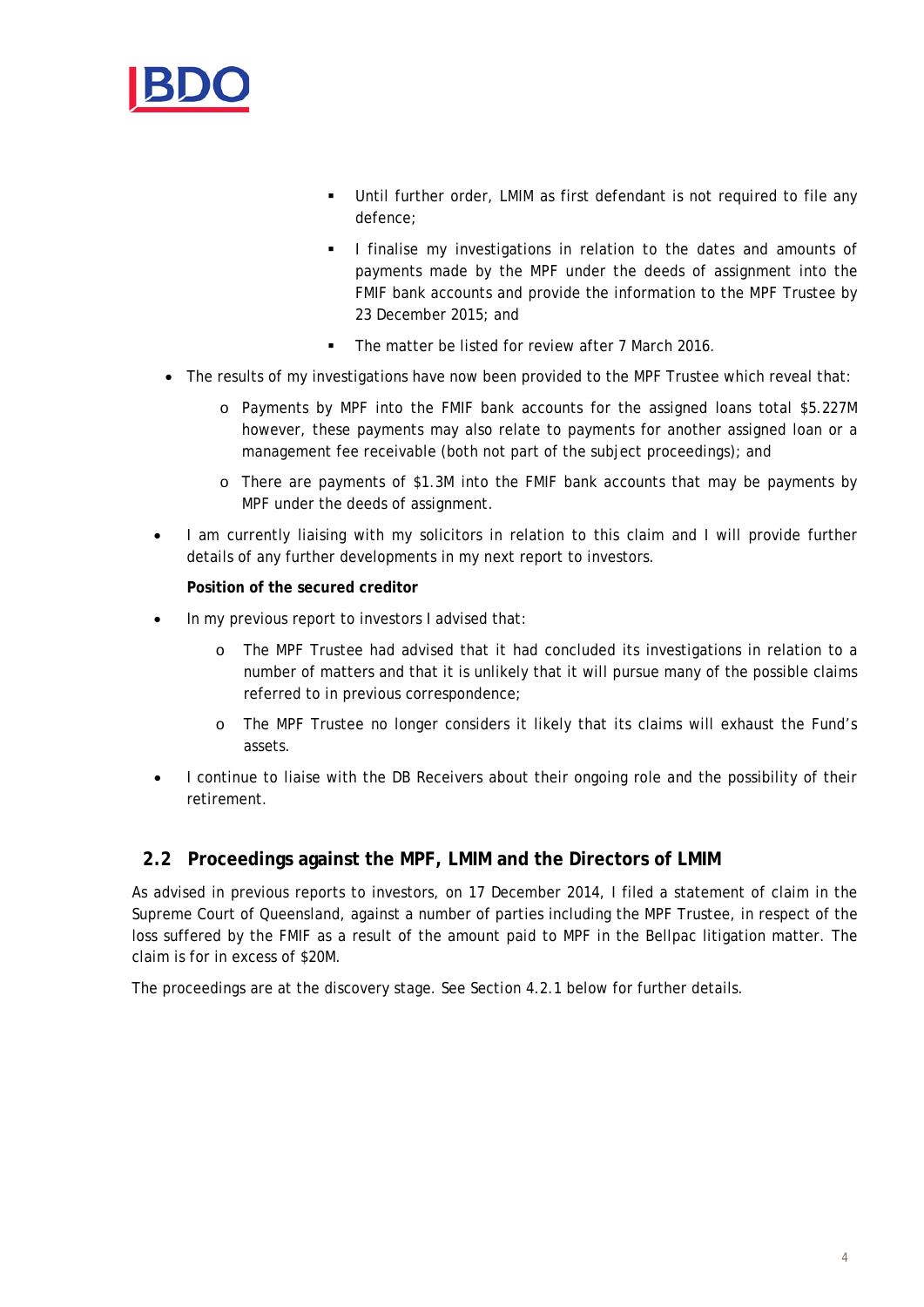- Until further order, LMIM as first defendant is not required to file any defence;
        - I finalise my investigations in relation to the dates and amounts of payments made by the MPF under the deeds of assignment into the FMIF bank accounts and provide the information to the MPF Trustee by 23 December 2015; and
        - The matter be listed for review after 7 March 2016.
    - The results of my investigations have now been provided to the MPF Trustee which reveal that:
        - Payments by MPF into the FMIF bank accounts for the assigned loans total $5.227M however, these payments may also relate to payments for another assigned loan or a management fee receivable (both not part of the subject proceedings); and
        - There are payments of $1.3M into the FMIF bank accounts that may be payments by MPF under the deeds of assignment.
- I am currently liaising with my solicitors in relation to this claim and I will provide further details of any further developments in my next report to investors.

**Position of the secured creditor**

- In my previous report to investors I advised that:
    - The MPF Trustee had advised that it had concluded its investigations in relation to a number of matters and that it is unlikely that it will pursue many of the possible claims referred to in previous correspondence;
    - The MPF Trustee no longer considers it likely that its claims will exhaust the Fund's assets.
- I continue to liaise with the DB Receivers about their ongoing role and the possibility of their retirement.

## 2.2 Proceedings against the MPF, LMIM and the Directors of LMIM

As advised in previous reports to investors, on 17 December 2014, I filed a statement of claim in the Supreme Court of Queensland, against a number of parties including the MPF Trustee, in respect of the loss suffered by the FMIF as a result of the amount paid to MPF in the Bellpac litigation matter. The claim is for in excess of $20M.

The proceedings are at the discovery stage. See Section 4.2.1 below for further details.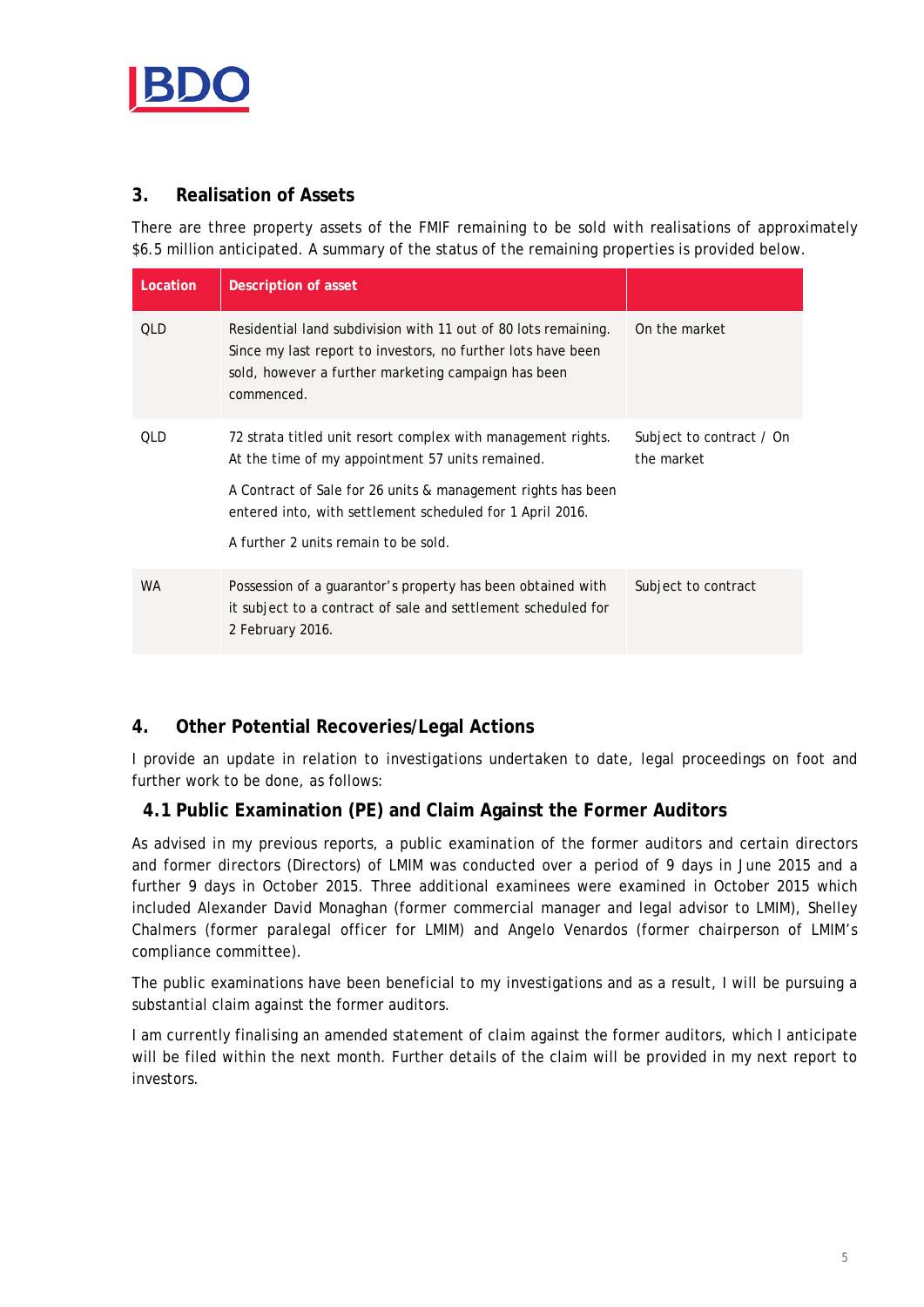## 3. Realisation of Assets

There are three property assets of the FMIF remaining to be sold with realisations of approximately $6.5 million anticipated. A summary of the status of the remaining properties is provided below.

| Location | Description of asset | |
|---|---|---|
| QLD | Residential land subdivision with 11 out of 80 lots remaining. Since my last report to investors, no further lots have been sold, however a further marketing campaign has been commenced. | On the market |
| QLD | 72 strata titled unit resort complex with management rights. At the time of my appointment 57 units remained.<br><br>A Contract of Sale for 26 units & management rights has been entered into, with settlement scheduled for 1 April 2016.<br><br>A further 2 units remain to be sold. | Subject to contract / On the market |
| WA | Possession of a guarantor's property has been obtained with it subject to a contract of sale and settlement scheduled for 2 February 2016. | Subject to contract |

## 4. Other Potential Recoveries/Legal Actions

I provide an update in relation to investigations undertaken to date, legal proceedings on foot and further work to be done, as follows:

### 4.1 Public Examination (PE) and Claim Against the Former Auditors

As advised in my previous reports, a public examination of the former auditors and certain directors and former directors (Directors) of LMIM was conducted over a period of 9 days in June 2015 and a further 9 days in October 2015. Three additional examinees were examined in October 2015 which included Alexander David Monaghan (former commercial manager and legal advisor to LMIM), Shelley Chalmers (former paralegal officer for LMIM) and Angelo Venardos (former chairperson of LMIM's compliance committee).

The public examinations have been beneficial to my investigations and as a result, I will be pursuing a substantial claim against the former auditors.

I am currently finalising an amended statement of claim against the former auditors, which I anticipate will be filed within the next month. Further details of the claim will be provided in my next report to investors.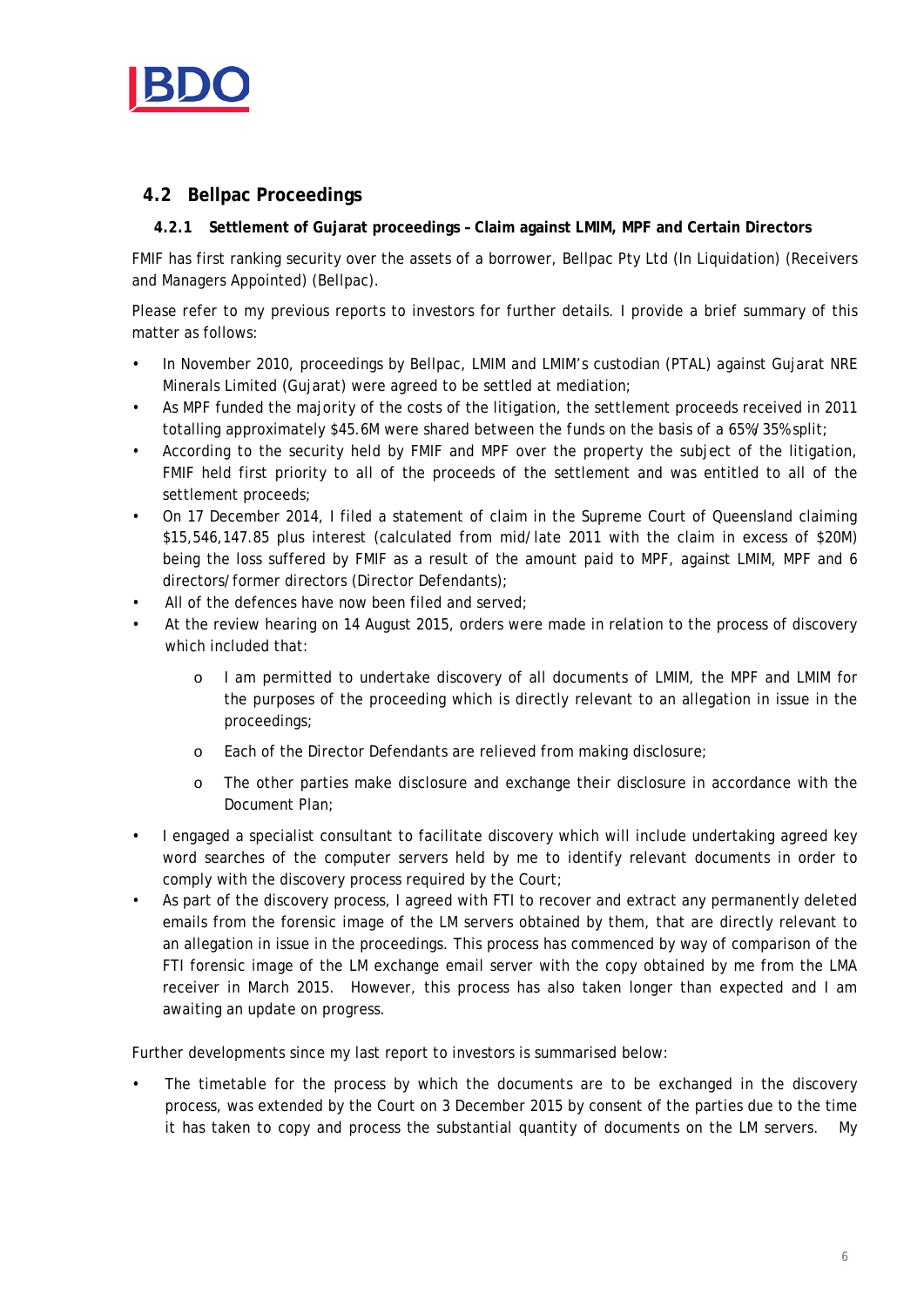## 4.2 Bellpac Proceedings

### 4.2.1 Settlement of Gujarat proceedings – Claim against LMIM, MPF and Certain Directors

FMIF has first ranking security over the assets of a borrower, Bellpac Pty Ltd (In Liquidation) (Receivers and Managers Appointed) (Bellpac).

Please refer to my previous reports to investors for further details. I provide a brief summary of this matter as follows:

- In November 2010, proceedings by Bellpac, LMIM and LMIM's custodian (PTAL) against Gujarat NRE Minerals Limited (Gujarat) were agreed to be settled at mediation;
- As MPF funded the majority of the costs of the litigation, the settlement proceeds received in 2011 totalling approximately $45.6M were shared between the funds on the basis of a 65%/35% split;
- According to the security held by FMIF and MPF over the property the subject of the litigation, FMIF held first priority to all of the proceeds of the settlement and was entitled to all of the settlement proceeds;
- On 17 December 2014, I filed a statement of claim in the Supreme Court of Queensland claiming $15,546,147.85 plus interest (calculated from mid/late 2011 with the claim in excess of $20M) being the loss suffered by FMIF as a result of the amount paid to MPF, against LMIM, MPF and 6 directors/former directors (Director Defendants);
- All of the defences have now been filed and served;
- At the review hearing on 14 August 2015, orders were made in relation to the process of discovery which included that:
  - I am permitted to undertake discovery of all documents of LMIM, the MPF and LMIM for the purposes of the proceeding which is directly relevant to an allegation in issue in the proceedings;
  - Each of the Director Defendants are relieved from making disclosure;
  - The other parties make disclosure and exchange their disclosure in accordance with the Document Plan;
- I engaged a specialist consultant to facilitate discovery which will include undertaking agreed key word searches of the computer servers held by me to identify relevant documents in order to comply with the discovery process required by the Court;
- As part of the discovery process, I agreed with FTI to recover and extract any permanently deleted emails from the forensic image of the LM servers obtained by them, that are directly relevant to an allegation in issue in the proceedings. This process has commenced by way of comparison of the FTI forensic image of the LM exchange email server with the copy obtained by me from the LMA receiver in March 2015. However, this process has also taken longer than expected and I am awaiting an update on progress.

Further developments since my last report to investors is summarised below:

- The timetable for the process by which the documents are to be exchanged in the discovery process, was extended by the Court on 3 December 2015 by consent of the parties due to the time it has taken to copy and process the substantial quantity of documents on the LM servers. My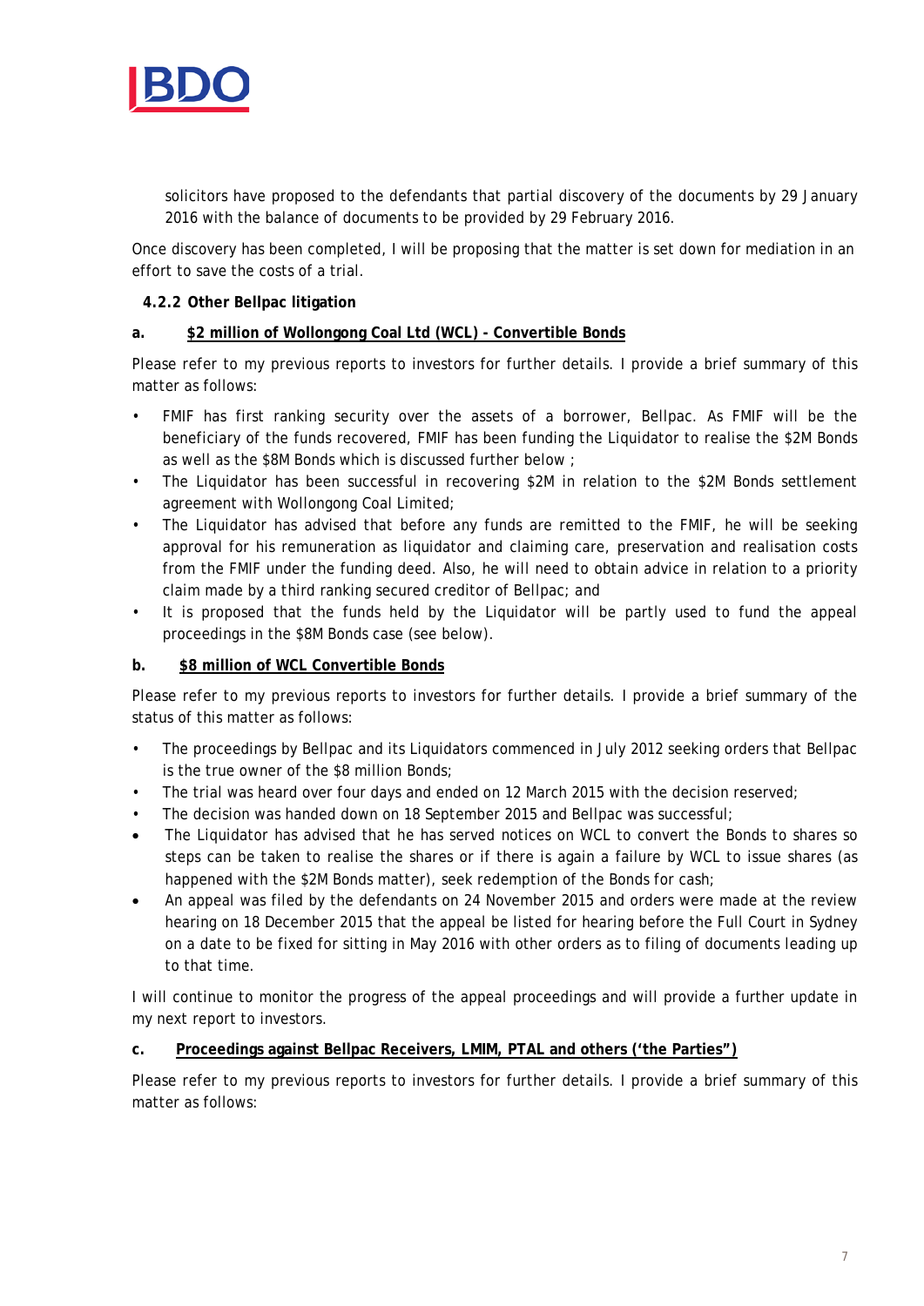solicitors have proposed to the defendants that partial discovery of the documents by 29 January 2016 with the balance of documents to be provided by 29 February 2016.

Once discovery has been completed, I will be proposing that the matter is set down for mediation in an effort to save the costs of a trial.

#### 4.2.2 Other Bellpac litigation

**a. <u>$2 million of Wollongong Coal Ltd (WCL) - Convertible Bonds</u>**

Please refer to my previous reports to investors for further details. I provide a brief summary of this matter as follows:

- FMIF has first ranking security over the assets of a borrower, Bellpac. As FMIF will be the beneficiary of the funds recovered, FMIF has been funding the Liquidator to realise the $2M Bonds as well as the $8M Bonds which is discussed further below ;
- The Liquidator has been successful in recovering $2M in relation to the $2M Bonds settlement agreement with Wollongong Coal Limited;
- The Liquidator has advised that before any funds are remitted to the FMIF, he will be seeking approval for his remuneration as liquidator and claiming care, preservation and realisation costs from the FMIF under the funding deed. Also, he will need to obtain advice in relation to a priority claim made by a third ranking secured creditor of Bellpac; and
- It is proposed that the funds held by the Liquidator will be partly used to fund the appeal proceedings in the $8M Bonds case (see below).

**b. <u>$8 million of WCL Convertible Bonds</u>**

Please refer to my previous reports to investors for further details. I provide a brief summary of the status of this matter as follows:

- The proceedings by Bellpac and its Liquidators commenced in July 2012 seeking orders that Bellpac is the true owner of the $8 million Bonds;
- The trial was heard over four days and ended on 12 March 2015 with the decision reserved;
- The decision was handed down on 18 September 2015 and Bellpac was successful;
- The Liquidator has advised that he has served notices on WCL to convert the Bonds to shares so steps can be taken to realise the shares or if there is again a failure by WCL to issue shares (as happened with the $2M Bonds matter), seek redemption of the Bonds for cash;
- An appeal was filed by the defendants on 24 November 2015 and orders were made at the review hearing on 18 December 2015 that the appeal be listed for hearing before the Full Court in Sydney on a date to be fixed for sitting in May 2016 with other orders as to filing of documents leading up to that time.

I will continue to monitor the progress of the appeal proceedings and will provide a further update in my next report to investors.

**c. <u>Proceedings against Bellpac Receivers, LMIM, PTAL and others ('the Parties")</u>**

Please refer to my previous reports to investors for further details. I provide a brief summary of this matter as follows: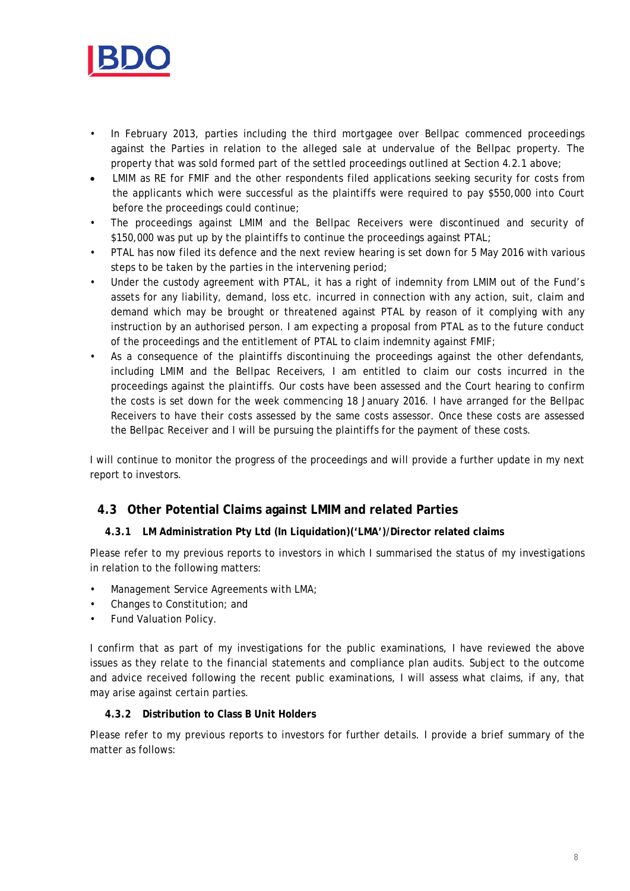- In February 2013, parties including the third mortgagee over Bellpac commenced proceedings against the Parties in relation to the alleged sale at undervalue of the Bellpac property. The property that was sold formed part of the settled proceedings outlined at Section 4.2.1 above;
- LMIM as RE for FMIF and the other respondents filed applications seeking security for costs from the applicants which were successful as the plaintiffs were required to pay $550,000 into Court before the proceedings could continue;
- The proceedings against LMIM and the Bellpac Receivers were discontinued and security of $150,000 was put up by the plaintiffs to continue the proceedings against PTAL;
- PTAL has now filed its defence and the next review hearing is set down for 5 May 2016 with various steps to be taken by the parties in the intervening period;
- Under the custody agreement with PTAL, it has a right of indemnity from LMIM out of the Fund's assets for any liability, demand, loss etc. incurred in connection with any action, suit, claim and demand which may be brought or threatened against PTAL by reason of it complying with any instruction by an authorised person. I am expecting a proposal from PTAL as to the future conduct of the proceedings and the entitlement of PTAL to claim indemnity against FMIF;
- As a consequence of the plaintiffs discontinuing the proceedings against the other defendants, including LMIM and the Bellpac Receivers, I am entitled to claim our costs incurred in the proceedings against the plaintiffs. Our costs have been assessed and the Court hearing to confirm the costs is set down for the week commencing 18 January 2016. I have arranged for the Bellpac Receivers to have their costs assessed by the same costs assessor. Once these costs are assessed the Bellpac Receiver and I will be pursuing the plaintiffs for the payment of these costs.

I will continue to monitor the progress of the proceedings and will provide a further update in my next report to investors.

## 4.3 Other Potential Claims against LMIM and related Parties

### 4.3.1 LM Administration Pty Ltd (In Liquidation)('LMA')/Director related claims

Please refer to my previous reports to investors in which I summarised the status of my investigations in relation to the following matters:

- Management Service Agreements with LMA;
- Changes to Constitution; and
- Fund Valuation Policy.

I confirm that as part of my investigations for the public examinations, I have reviewed the above issues as they relate to the financial statements and compliance plan audits. Subject to the outcome and advice received following the recent public examinations, I will assess what claims, if any, that may arise against certain parties.

### 4.3.2 Distribution to Class B Unit Holders

Please refer to my previous reports to investors for further details. I provide a brief summary of the matter as follows: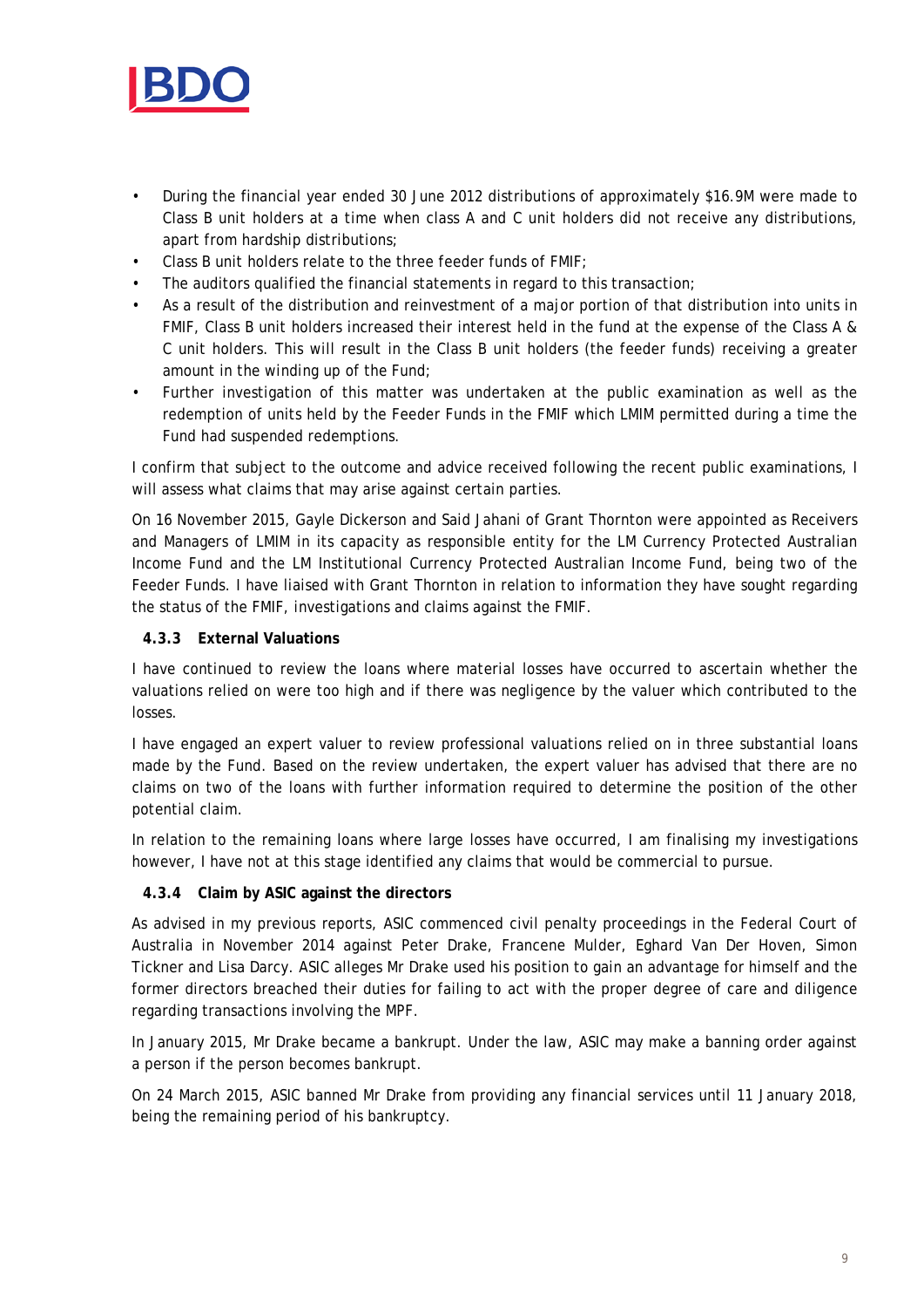- During the financial year ended 30 June 2012 distributions of approximately $16.9M were made to Class B unit holders at a time when class A and C unit holders did not receive any distributions, apart from hardship distributions;
- Class B unit holders relate to the three feeder funds of FMIF;
- The auditors qualified the financial statements in regard to this transaction;
- As a result of the distribution and reinvestment of a major portion of that distribution into units in FMIF, Class B unit holders increased their interest held in the fund at the expense of the Class A & C unit holders. This will result in the Class B unit holders (the feeder funds) receiving a greater amount in the winding up of the Fund;
- Further investigation of this matter was undertaken at the public examination as well as the redemption of units held by the Feeder Funds in the FMIF which LMIM permitted during a time the Fund had suspended redemptions.

I confirm that subject to the outcome and advice received following the recent public examinations, I will assess what claims that may arise against certain parties.

On 16 November 2015, Gayle Dickerson and Said Jahani of Grant Thornton were appointed as Receivers and Managers of LMIM in its capacity as responsible entity for the LM Currency Protected Australian Income Fund and the LM Institutional Currency Protected Australian Income Fund, being two of the Feeder Funds. I have liaised with Grant Thornton in relation to information they have sought regarding the status of the FMIF, investigations and claims against the FMIF.

#### 4.3.3 External Valuations

I have continued to review the loans where material losses have occurred to ascertain whether the valuations relied on were too high and if there was negligence by the valuer which contributed to the losses.

I have engaged an expert valuer to review professional valuations relied on in three substantial loans made by the Fund. Based on the review undertaken, the expert valuer has advised that there are no claims on two of the loans with further information required to determine the position of the other potential claim.

In relation to the remaining loans where large losses have occurred, I am finalising my investigations however, I have not at this stage identified any claims that would be commercial to pursue.

#### 4.3.4 Claim by ASIC against the directors

As advised in my previous reports, ASIC commenced civil penalty proceedings in the Federal Court of Australia in November 2014 against Peter Drake, Francene Mulder, Eghard Van Der Hoven, Simon Tickner and Lisa Darcy. ASIC alleges Mr Drake used his position to gain an advantage for himself and the former directors breached their duties for failing to act with the proper degree of care and diligence regarding transactions involving the MPF.

In January 2015, Mr Drake became a bankrupt. Under the law, ASIC may make a banning order against a person if the person becomes bankrupt.

On 24 March 2015, ASIC banned Mr Drake from providing any financial services until 11 January 2018, being the remaining period of his bankruptcy.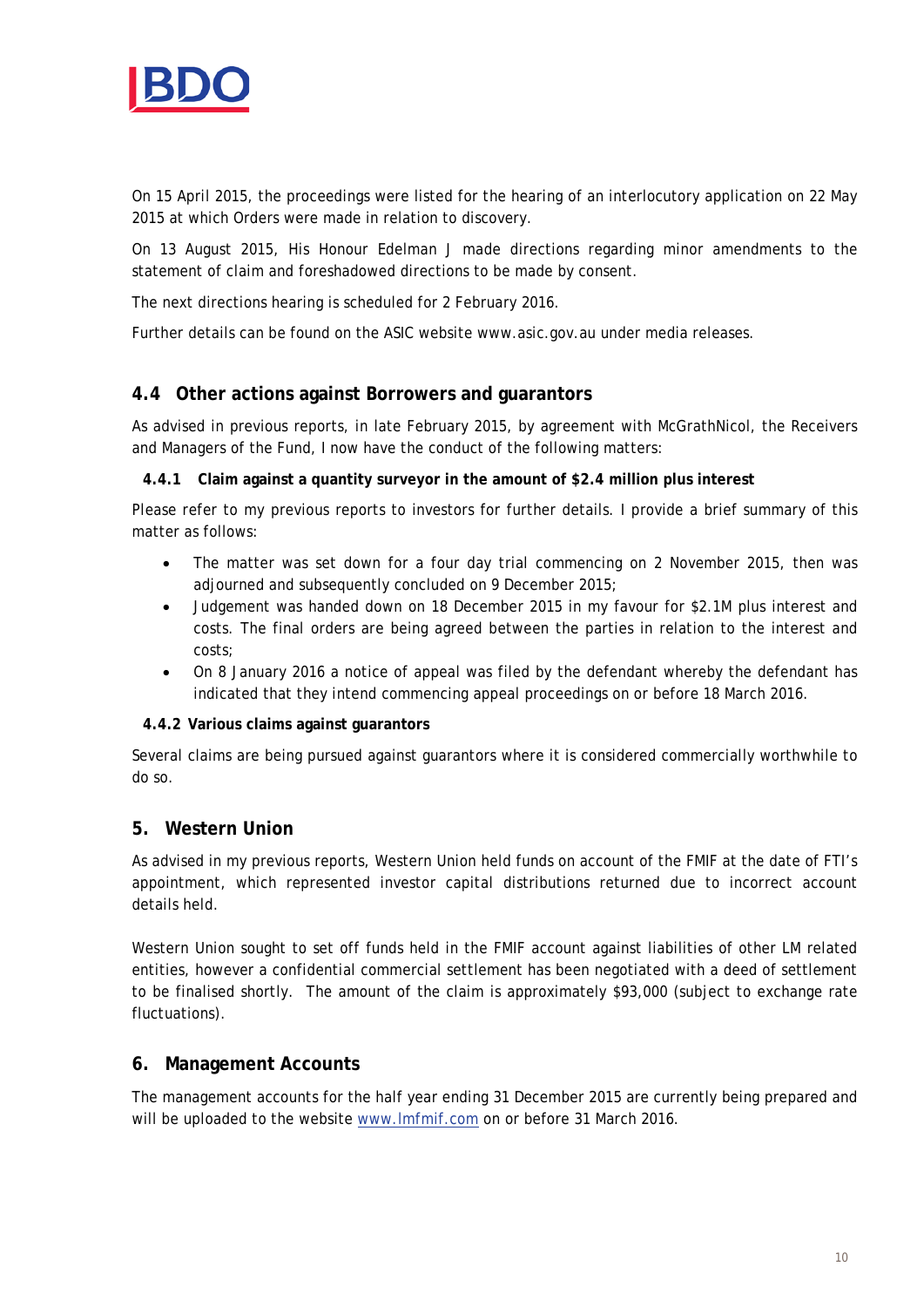On 15 April 2015, the proceedings were listed for the hearing of an interlocutory application on 22 May 2015 at which Orders were made in relation to discovery.

On 13 August 2015, His Honour Edelman J made directions regarding minor amendments to the statement of claim and foreshadowed directions to be made by consent.

The next directions hearing is scheduled for 2 February 2016.

Further details can be found on the ASIC website www.asic.gov.au under media releases.

## 4.4 Other actions against Borrowers and guarantors

As advised in previous reports, in late February 2015, by agreement with McGrathNicol, the Receivers and Managers of the Fund, I now have the conduct of the following matters:

### 4.4.1 Claim against a quantity surveyor in the amount of $2.4 million plus interest

Please refer to my previous reports to investors for further details. I provide a brief summary of this matter as follows:

- The matter was set down for a four day trial commencing on 2 November 2015, then was adjourned and subsequently concluded on 9 December 2015;
- Judgement was handed down on 18 December 2015 in my favour for $2.1M plus interest and costs. The final orders are being agreed between the parties in relation to the interest and costs;
- On 8 January 2016 a notice of appeal was filed by the defendant whereby the defendant has indicated that they intend commencing appeal proceedings on or before 18 March 2016.

### 4.4.2 Various claims against guarantors

Several claims are being pursued against guarantors where it is considered commercially worthwhile to do so.

## 5. Western Union

As advised in my previous reports, Western Union held funds on account of the FMIF at the date of FTI's appointment, which represented investor capital distributions returned due to incorrect account details held.

Western Union sought to set off funds held in the FMIF account against liabilities of other LM related entities, however a confidential commercial settlement has been negotiated with a deed of settlement to be finalised shortly. The amount of the claim is approximately $93,000 (subject to exchange rate fluctuations).

## 6. Management Accounts

The management accounts for the half year ending 31 December 2015 are currently being prepared and will be uploaded to the website www.lmfmif.com on or before 31 March 2016.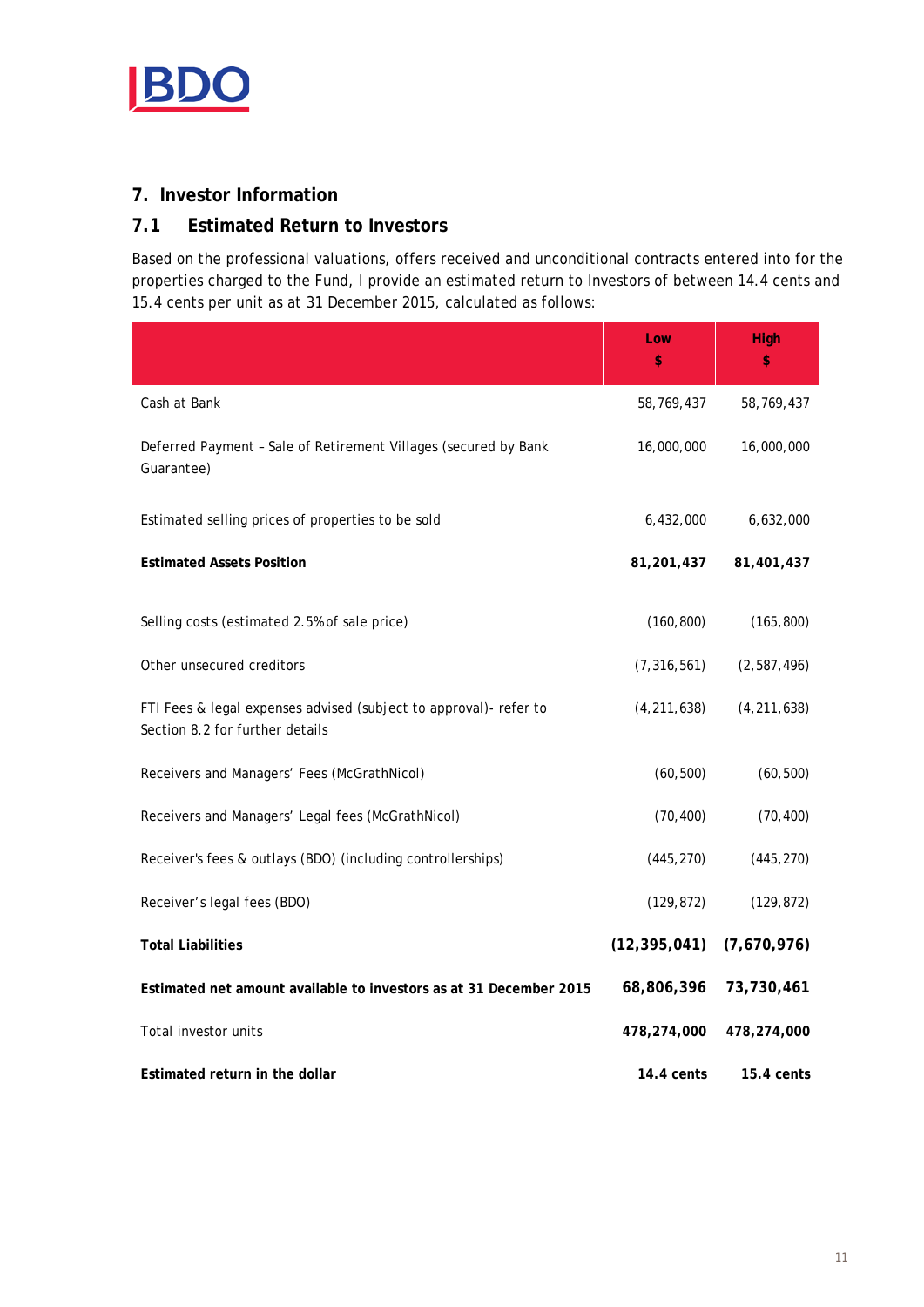## 7. Investor Information

### 7.1 Estimated Return to Investors

Based on the professional valuations, offers received and unconditional contracts entered into for the properties charged to the Fund, I provide an estimated return to Investors of between 14.4 cents and 15.4 cents per unit as at 31 December 2015, calculated as follows:

| | Low<br>$ | High<br>$ |
|---|---|---|
| Cash at Bank | 58,769,437 | 58,769,437 |
| Deferred Payment – Sale of Retirement Villages (secured by Bank Guarantee) | 16,000,000 | 16,000,000 |
| Estimated selling prices of properties to be sold | 6,432,000 | 6,632,000 |
| **Estimated Assets Position** | **81,201,437** | **81,401,437** |
| Selling costs (estimated 2.5% of sale price) | (160,800) | (165,800) |
| Other unsecured creditors | (7,316,561) | (2,587,496) |
| FTI Fees & legal expenses advised (subject to approval)- refer to Section 8.2 for further details | (4,211,638) | (4,211,638) |
| Receivers and Managers' Fees (McGrathNicol) | (60,500) | (60,500) |
| Receivers and Managers' Legal fees (McGrathNicol) | (70,400) | (70,400) |
| Receiver's fees & outlays (BDO) (including controllerships) | (445,270) | (445,270) |
| Receiver's legal fees (BDO) | (129,872) | (129,872) |
| **Total Liabilities** | **(12,395,041)** | **(7,670,976)** |
| **Estimated net amount available to investors as at 31 December 2015** | **68,806,396** | **73,730,461** |
| Total investor units | **478,274,000** | **478,274,000** |
| **Estimated return in the dollar** | **14.4 cents** | **15.4 cents** |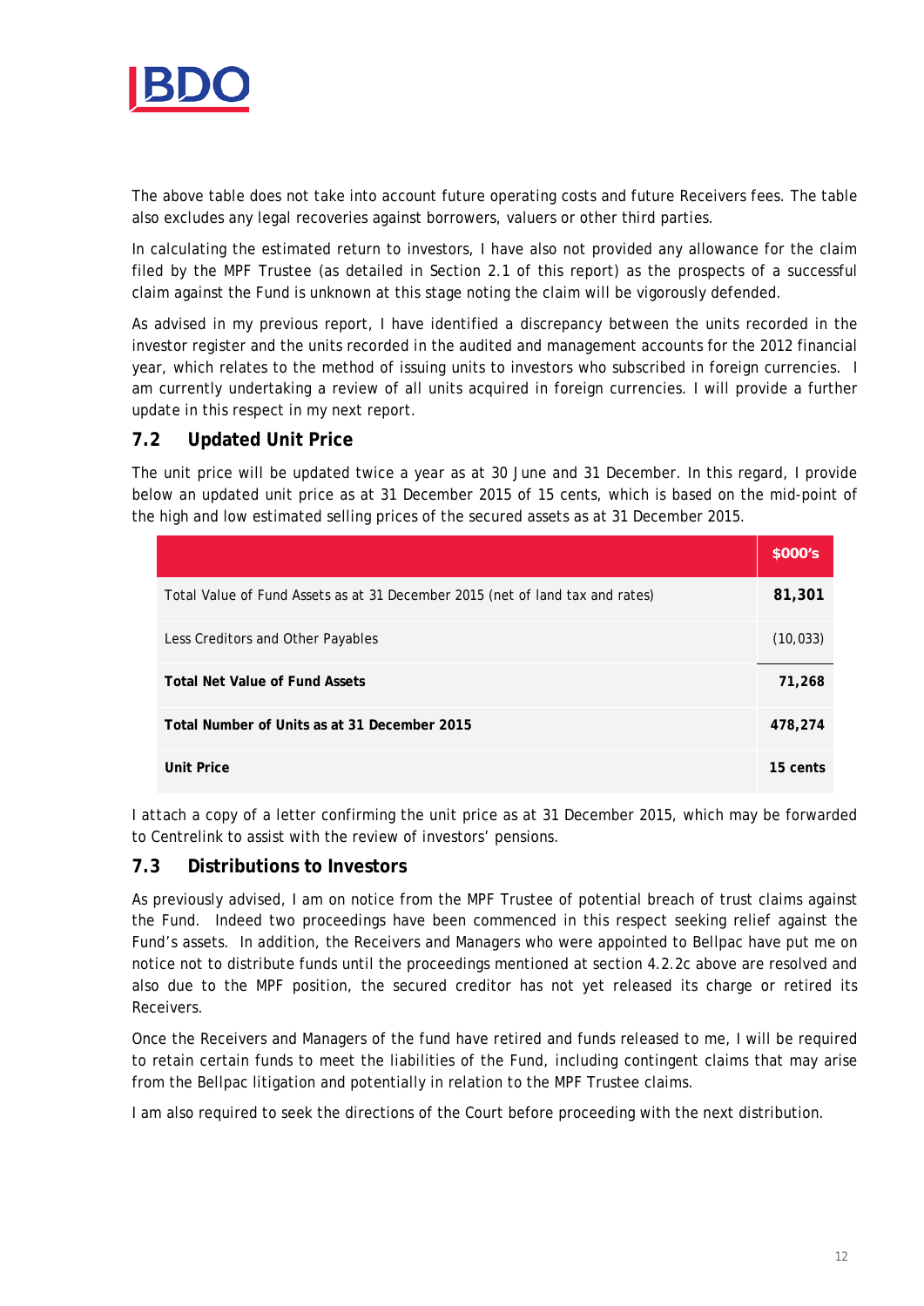The above table does not take into account future operating costs and future Receivers fees. The table also excludes any legal recoveries against borrowers, valuers or other third parties.

In calculating the estimated return to investors, I have also not provided any allowance for the claim filed by the MPF Trustee (as detailed in Section 2.1 of this report) as the prospects of a successful claim against the Fund is unknown at this stage noting the claim will be vigorously defended.

As advised in my previous report, I have identified a discrepancy between the units recorded in the investor register and the units recorded in the audited and management accounts for the 2012 financial year, which relates to the method of issuing units to investors who subscribed in foreign currencies. I am currently undertaking a review of all units acquired in foreign currencies. I will provide a further update in this respect in my next report.

## 7.2 Updated Unit Price

The unit price will be updated twice a year as at 30 June and 31 December. In this regard, I provide below an updated unit price as at 31 December 2015 of 15 cents, which is based on the mid-point of the high and low estimated selling prices of the secured assets as at 31 December 2015.

| | $000's |
|---|---|
| Total Value of Fund Assets as at 31 December 2015 (net of land tax and rates) | **81,301** |
| Less Creditors and Other Payables | (10,033) |
| **Total Net Value of Fund Assets** | **71,268** |
| **Total Number of Units as at 31 December 2015** | **478,274** |
| **Unit Price** | **15 cents** |

I attach a copy of a letter confirming the unit price as at 31 December 2015, which may be forwarded to Centrelink to assist with the review of investors' pensions.

## 7.3 Distributions to Investors

As previously advised, I am on notice from the MPF Trustee of potential breach of trust claims against the Fund. Indeed two proceedings have been commenced in this respect seeking relief against the Fund's assets. In addition, the Receivers and Managers who were appointed to Bellpac have put me on notice not to distribute funds until the proceedings mentioned at section 4.2.2c above are resolved and also due to the MPF position, the secured creditor has not yet released its charge or retired its Receivers.

Once the Receivers and Managers of the fund have retired and funds released to me, I will be required to retain certain funds to meet the liabilities of the Fund, including contingent claims that may arise from the Bellpac litigation and potentially in relation to the MPF Trustee claims.

I am also required to seek the directions of the Court before proceeding with the next distribution.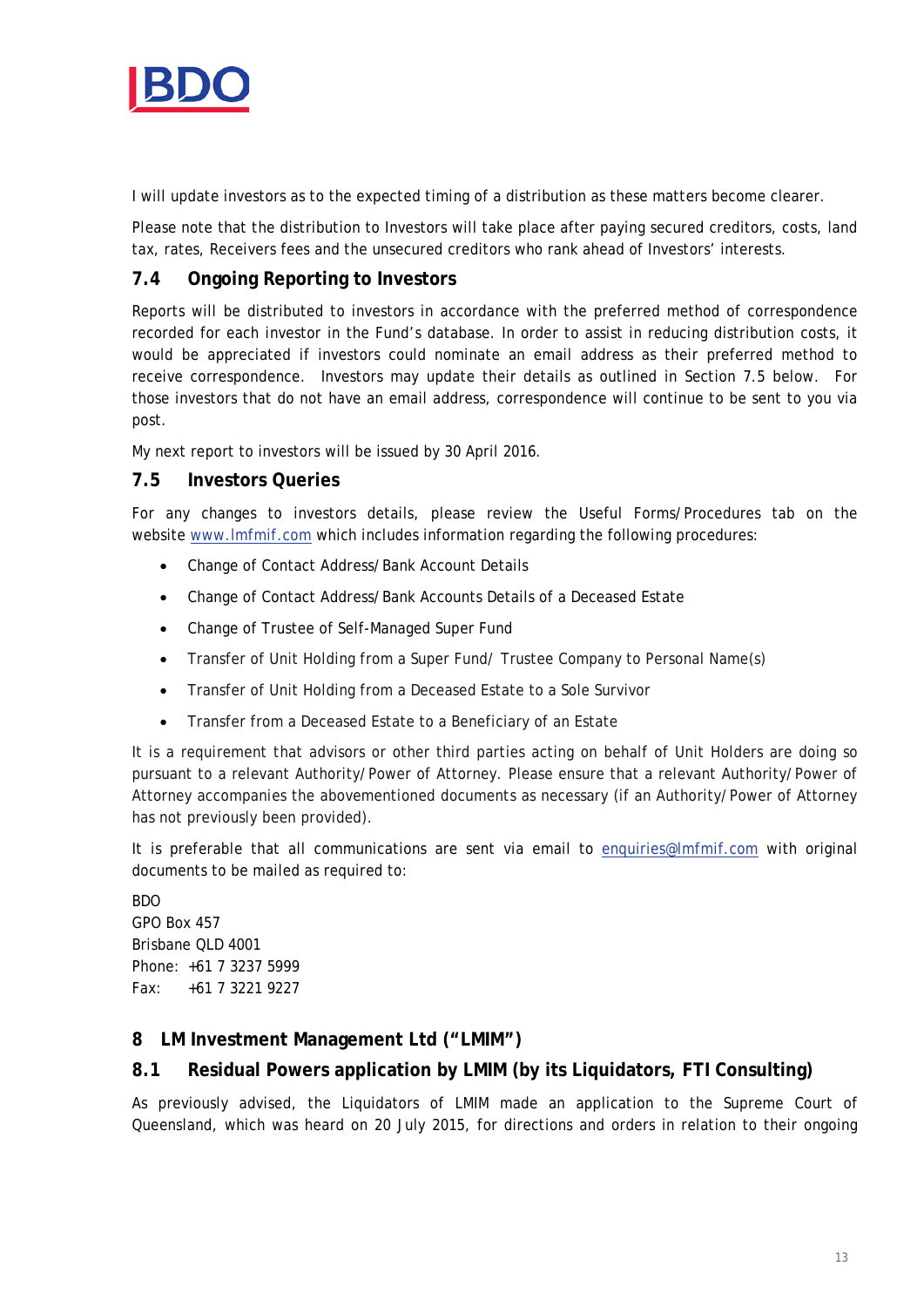I will update investors as to the expected timing of a distribution as these matters become clearer.

Please note that the distribution to Investors will take place after paying secured creditors, costs, land tax, rates, Receivers fees and the unsecured creditors who rank ahead of Investors' interests.

### 7.4 Ongoing Reporting to Investors

Reports will be distributed to investors in accordance with the preferred method of correspondence recorded for each investor in the Fund's database. In order to assist in reducing distribution costs, it would be appreciated if investors could nominate an email address as their preferred method to receive correspondence. Investors may update their details as outlined in Section 7.5 below. For those investors that do not have an email address, correspondence will continue to be sent to you via post.

My next report to investors will be issued by 30 April 2016.

### 7.5 Investors Queries

For any changes to investors details, please review the Useful Forms/Procedures tab on the website www.lmfmif.com which includes information regarding the following procedures:

- Change of Contact Address/Bank Account Details
- Change of Contact Address/Bank Accounts Details of a Deceased Estate
- Change of Trustee of Self-Managed Super Fund
- Transfer of Unit Holding from a Super Fund/ Trustee Company to Personal Name(s)
- Transfer of Unit Holding from a Deceased Estate to a Sole Survivor
- Transfer from a Deceased Estate to a Beneficiary of an Estate

It is a requirement that advisors or other third parties acting on behalf of Unit Holders are doing so pursuant to a relevant Authority/Power of Attorney. Please ensure that a relevant Authority/Power of Attorney accompanies the abovementioned documents as necessary (if an Authority/Power of Attorney has not previously been provided).

It is preferable that all communications are sent via email to enquiries@lmfmif.com with original documents to be mailed as required to:

BDO
GPO Box 457
Brisbane QLD 4001
Phone: +61 7 3237 5999
Fax: +61 7 3221 9227

## 8 LM Investment Management Ltd ("LMIM")

### 8.1 Residual Powers application by LMIM (by its Liquidators, FTI Consulting)

As previously advised, the Liquidators of LMIM made an application to the Supreme Court of Queensland, which was heard on 20 July 2015, for directions and orders in relation to their ongoing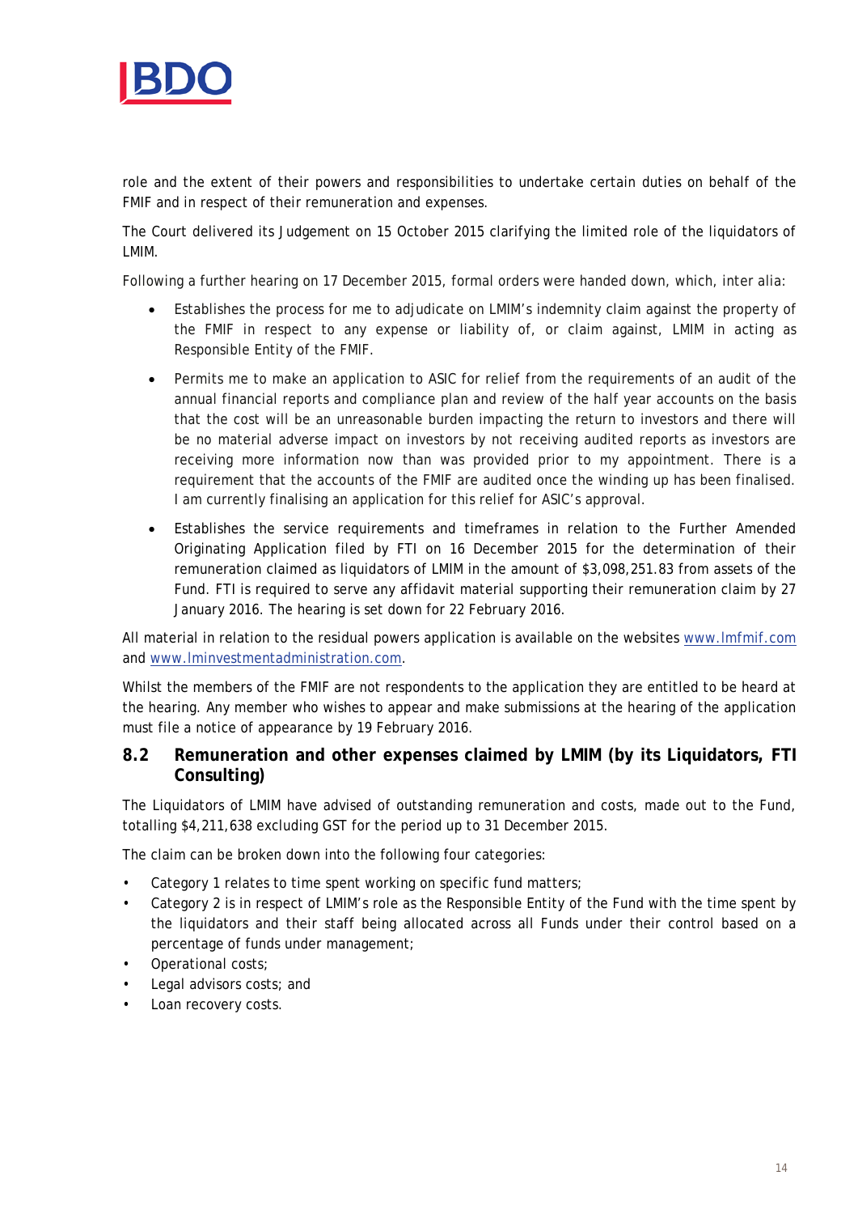role and the extent of their powers and responsibilities to undertake certain duties on behalf of the FMIF and in respect of their remuneration and expenses.

The Court delivered its Judgement on 15 October 2015 clarifying the limited role of the liquidators of LMIM.

Following a further hearing on 17 December 2015, formal orders were handed down, which, inter alia:

- Establishes the process for me to adjudicate on LMIM's indemnity claim against the property of the FMIF in respect to any expense or liability of, or claim against, LMIM in acting as Responsible Entity of the FMIF.
- Permits me to make an application to ASIC for relief from the requirements of an audit of the annual financial reports and compliance plan and review of the half year accounts on the basis that the cost will be an unreasonable burden impacting the return to investors and there will be no material adverse impact on investors by not receiving audited reports as investors are receiving more information now than was provided prior to my appointment. There is a requirement that the accounts of the FMIF are audited once the winding up has been finalised. I am currently finalising an application for this relief for ASIC's approval.
- Establishes the service requirements and timeframes in relation to the Further Amended Originating Application filed by FTI on 16 December 2015 for the determination of their remuneration claimed as liquidators of LMIM in the amount of $3,098,251.83 from assets of the Fund. FTI is required to serve any affidavit material supporting their remuneration claim by 27 January 2016. The hearing is set down for 22 February 2016.

All material in relation to the residual powers application is available on the websites [www.lmfmif.com](www.lmfmif.com) and [www.lminvestmentadministration.com](www.lminvestmentadministration.com).

Whilst the members of the FMIF are not respondents to the application they are entitled to be heard at the hearing. Any member who wishes to appear and make submissions at the hearing of the application must file a notice of appearance by 19 February 2016.

## 8.2 Remuneration and other expenses claimed by LMIM (by its Liquidators, FTI Consulting)

The Liquidators of LMIM have advised of outstanding remuneration and costs, made out to the Fund, totalling $4,211,638 excluding GST for the period up to 31 December 2015.

The claim can be broken down into the following four categories:

- Category 1 relates to time spent working on specific fund matters;
- Category 2 is in respect of LMIM's role as the Responsible Entity of the Fund with the time spent by the liquidators and their staff being allocated across all Funds under their control based on a percentage of funds under management;
- Operational costs;
- Legal advisors costs; and
- Loan recovery costs.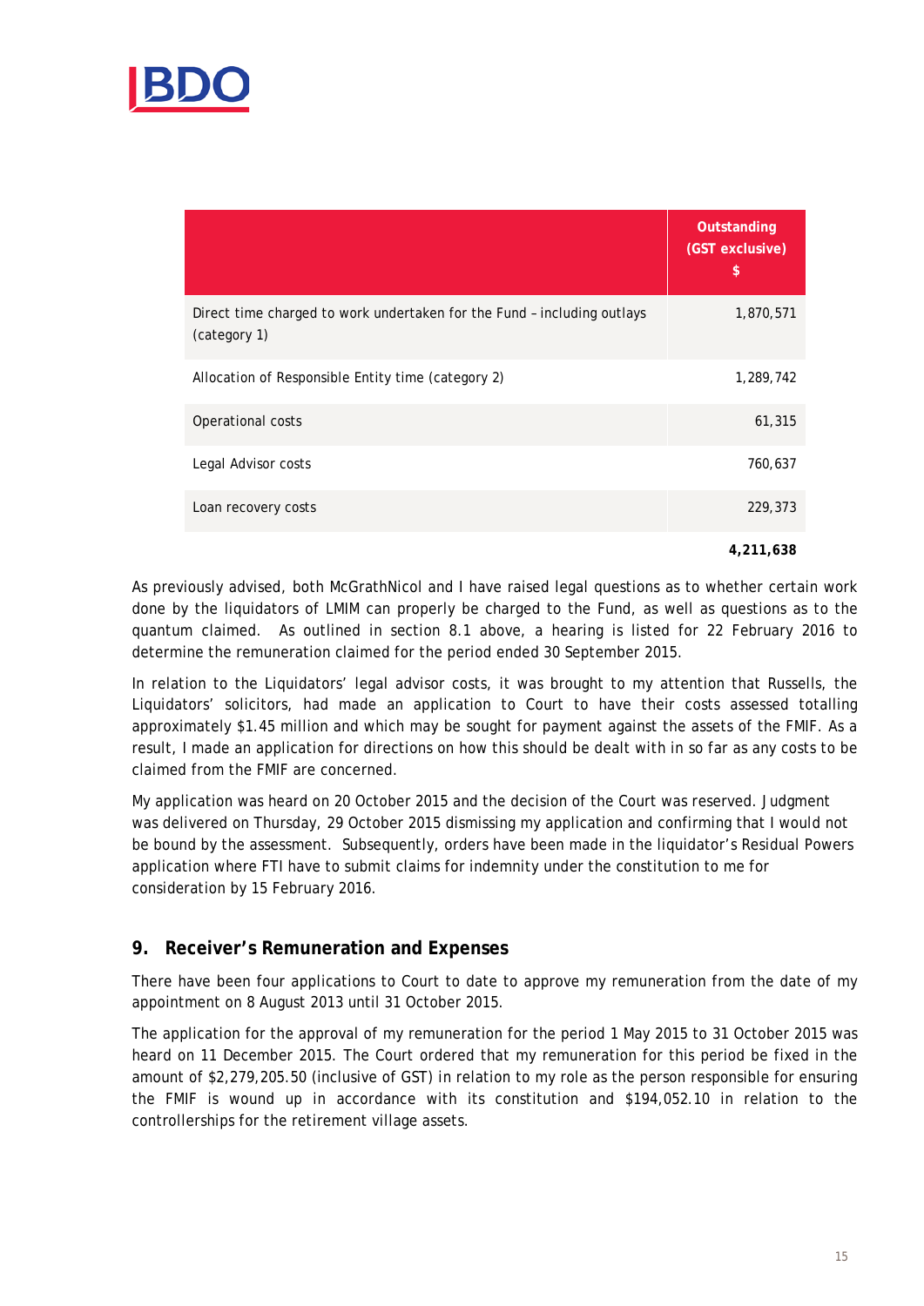| | Outstanding (GST exclusive) $ |
|---|---|
| Direct time charged to work undertaken for the Fund – including outlays (category 1) | 1,870,571 |
| Allocation of Responsible Entity time (category 2) | 1,289,742 |
| Operational costs | 61,315 |
| Legal Advisor costs | 760,637 |
| Loan recovery costs | 229,373 |
| | **4,211,638** |

As previously advised, both McGrathNicol and I have raised legal questions as to whether certain work done by the liquidators of LMIM can properly be charged to the Fund, as well as questions as to the quantum claimed. As outlined in section 8.1 above, a hearing is listed for 22 February 2016 to determine the remuneration claimed for the period ended 30 September 2015.

In relation to the Liquidators' legal advisor costs, it was brought to my attention that Russells, the Liquidators' solicitors, had made an application to Court to have their costs assessed totalling approximately $1.45 million and which may be sought for payment against the assets of the FMIF. As a result, I made an application for directions on how this should be dealt with in so far as any costs to be claimed from the FMIF are concerned.

My application was heard on 20 October 2015 and the decision of the Court was reserved. Judgment was delivered on Thursday, 29 October 2015 dismissing my application and confirming that I would not be bound by the assessment. Subsequently, orders have been made in the liquidator's Residual Powers application where FTI have to submit claims for indemnity under the constitution to me for consideration by 15 February 2016.

## 9. Receiver's Remuneration and Expenses

There have been four applications to Court to date to approve my remuneration from the date of my appointment on 8 August 2013 until 31 October 2015.

The application for the approval of my remuneration for the period 1 May 2015 to 31 October 2015 was heard on 11 December 2015. The Court ordered that my remuneration for this period be fixed in the amount of $2,279,205.50 (inclusive of GST) in relation to my role as the person responsible for ensuring the FMIF is wound up in accordance with its constitution and $194,052.10 in relation to the controllerships for the retirement village assets.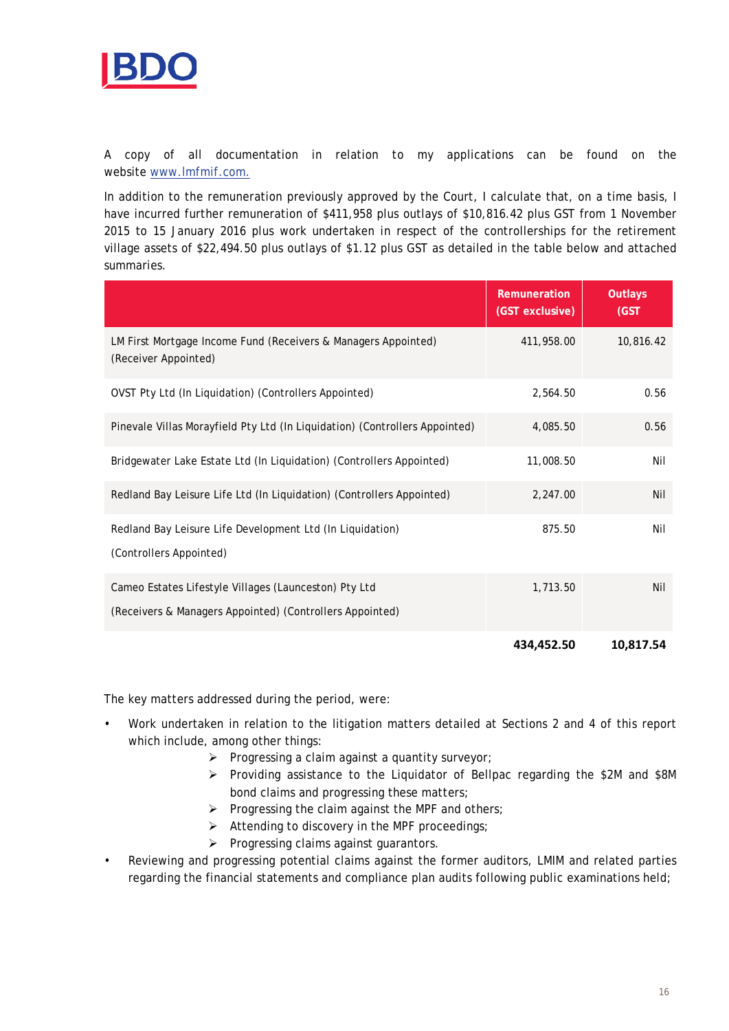A copy of all documentation in relation to my applications can be found on the website [www.lmfmif.com.](www.lmfmif.com)

In addition to the remuneration previously approved by the Court, I calculate that, on a time basis, I have incurred further remuneration of $411,958 plus outlays of $10,816.42 plus GST from 1 November 2015 to 15 January 2016 plus work undertaken in respect of the controllerships for the retirement village assets of $22,494.50 plus outlays of $1.12 plus GST as detailed in the table below and attached summaries.

| | Remuneration (GST exclusive) | Outlays (GST |
|---|---|---|
| LM First Mortgage Income Fund (Receivers & Managers Appointed) (Receiver Appointed) | 411,958.00 | 10,816.42 |
| OVST Pty Ltd (In Liquidation) (Controllers Appointed) | 2,564.50 | 0.56 |
| Pinevale Villas Morayfield Pty Ltd (In Liquidation) (Controllers Appointed) | 4,085.50 | 0.56 |
| Bridgewater Lake Estate Ltd (In Liquidation) (Controllers Appointed) | 11,008.50 | Nil |
| Redland Bay Leisure Life Ltd (In Liquidation) (Controllers Appointed) | 2,247.00 | Nil |
| Redland Bay Leisure Life Development Ltd (In Liquidation) (Controllers Appointed) | 875.50 | Nil |
| Cameo Estates Lifestyle Villages (Launceston) Pty Ltd (Receivers & Managers Appointed) (Controllers Appointed) | 1,713.50 | Nil |
| | **434,452.50** | **10,817.54** |

The key matters addressed during the period, were:

- Work undertaken in relation to the litigation matters detailed at Sections 2 and 4 of this report which include, among other things:
  - Progressing a claim against a quantity surveyor;
  - Providing assistance to the Liquidator of Bellpac regarding the $2M and $8M bond claims and progressing these matters;
  - Progressing the claim against the MPF and others;
  - Attending to discovery in the MPF proceedings;
  - Progressing claims against guarantors.
- Reviewing and progressing potential claims against the former auditors, LMIM and related parties regarding the financial statements and compliance plan audits following public examinations held;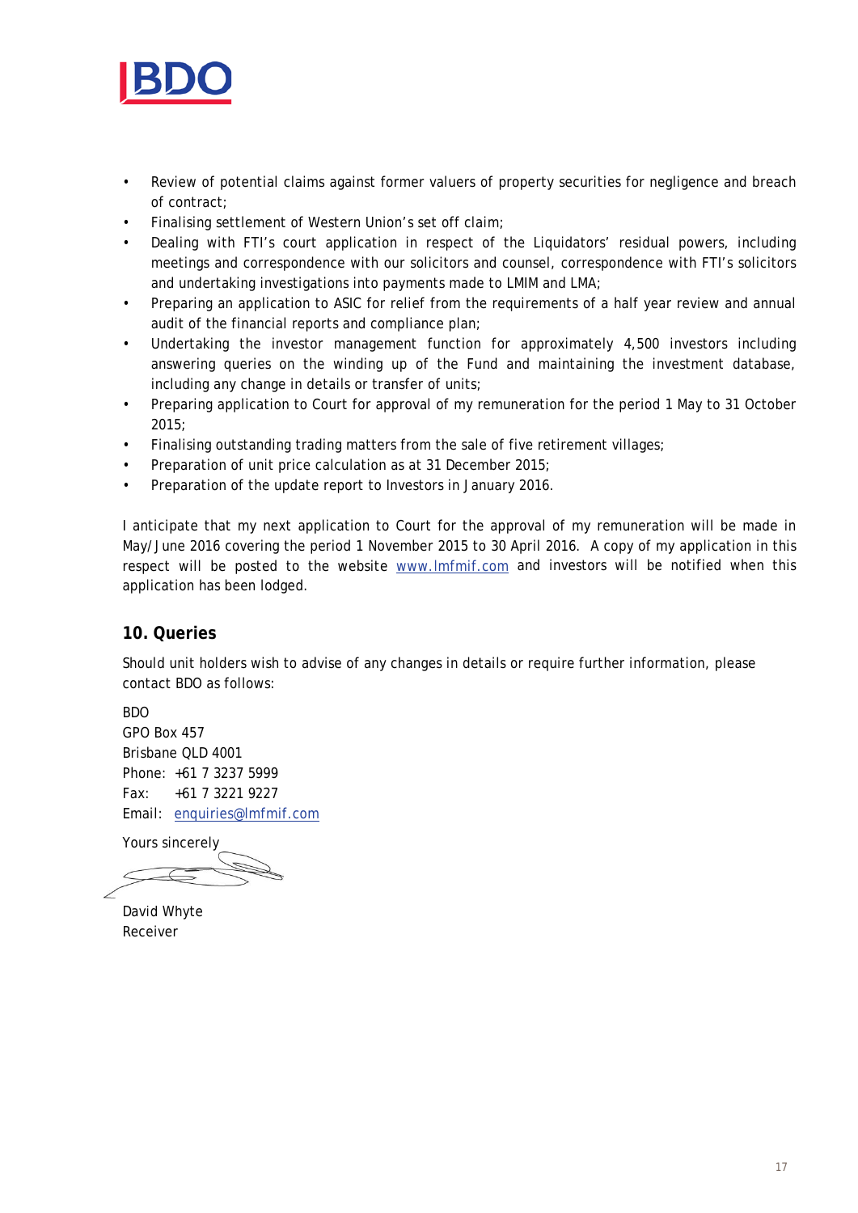- Review of potential claims against former valuers of property securities for negligence and breach of contract;
- Finalising settlement of Western Union's set off claim;
- Dealing with FTI's court application in respect of the Liquidators' residual powers, including meetings and correspondence with our solicitors and counsel, correspondence with FTI's solicitors and undertaking investigations into payments made to LMIM and LMA;
- Preparing an application to ASIC for relief from the requirements of a half year review and annual audit of the financial reports and compliance plan;
- Undertaking the investor management function for approximately 4,500 investors including answering queries on the winding up of the Fund and maintaining the investment database, including any change in details or transfer of units;
- Preparing application to Court for approval of my remuneration for the period 1 May to 31 October 2015;
- Finalising outstanding trading matters from the sale of five retirement villages;
- Preparation of unit price calculation as at 31 December 2015;
- Preparation of the update report to Investors in January 2016.

I anticipate that my next application to Court for the approval of my remuneration will be made in May/June 2016 covering the period 1 November 2015 to 30 April 2016. A copy of my application in this respect will be posted to the website www.lmfmif.com and investors will be notified when this application has been lodged.

## 10. Queries

Should unit holders wish to advise of any changes in details or require further information, please contact BDO as follows:

BDO  
GPO Box 457  
Brisbane QLD 4001  
Phone: +61 7 3237 5999  
Fax: +61 7 3221 9227  
Email: enquiries@lmfmif.com

Yours sincerely

David Whyte  
Receiver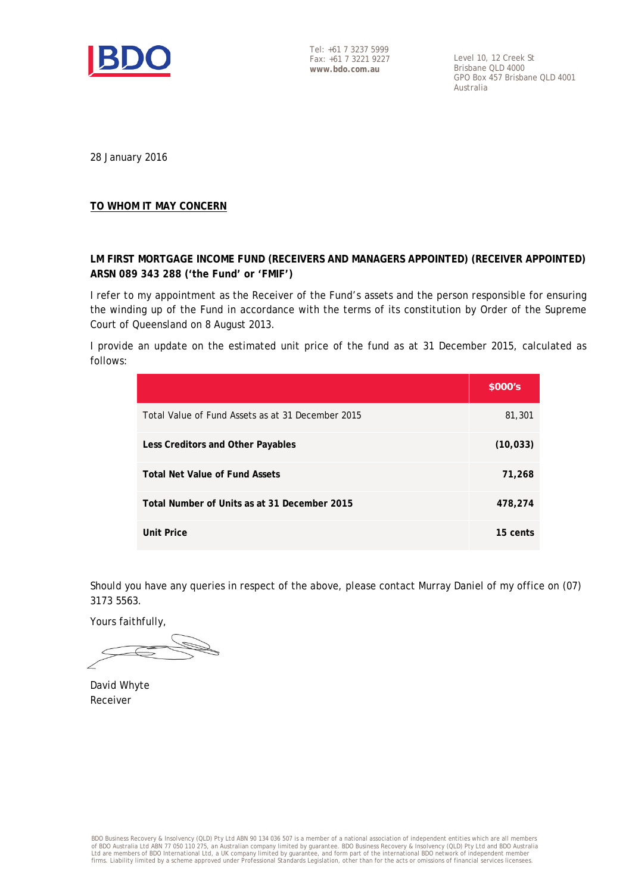BDO

Tel: +61 7 3237 5999
Fax: +61 7 3221 9227
**www.bdo.com.au**

Level 10, 12 Creek St
Brisbane QLD 4000
GPO Box 457 Brisbane QLD 4001
Australia

28 January 2016

**TO WHOM IT MAY CONCERN**

**LM FIRST MORTGAGE INCOME FUND (RECEIVERS AND MANAGERS APPOINTED) (RECEIVER APPOINTED) ARSN 089 343 288 ('the Fund' or 'FMIF')**

I refer to my appointment as the Receiver of the Fund's assets and the person responsible for ensuring the winding up of the Fund in accordance with the terms of its constitution by Order of the Supreme Court of Queensland on 8 August 2013.

I provide an update on the estimated unit price of the fund as at 31 December 2015, calculated as follows:

| | **$000's** |
|---|---|
| Total Value of Fund Assets as at 31 December 2015 | 81,301 |
| **Less Creditors and Other Payables** | **(10,033)** |
| **Total Net Value of Fund Assets** | **71,268** |
| **Total Number of Units as at 31 December 2015** | **478,274** |
| **Unit Price** | **15 cents** |

Should you have any queries in respect of the above, please contact Murray Daniel of my office on (07) 3173 5563.

Yours faithfully,

David Whyte
Receiver

BDO Business Recovery & Insolvency (QLD) Pty Ltd ABN 90 134 036 507 is a member of a national association of independent entities which are all members of BDO Australia Ltd ABN 77 050 110 275, an Australian company limited by guarantee. BDO Business Recovery & Insolvency (QLD) Pty Ltd and BDO Australia Ltd are members of BDO International Ltd, a UK company limited by guarantee, and form part of the international BDO network of independent member firms. Liability limited by a scheme approved under Professional Standards Legislation, other than for the acts or omissions of financial services licensees.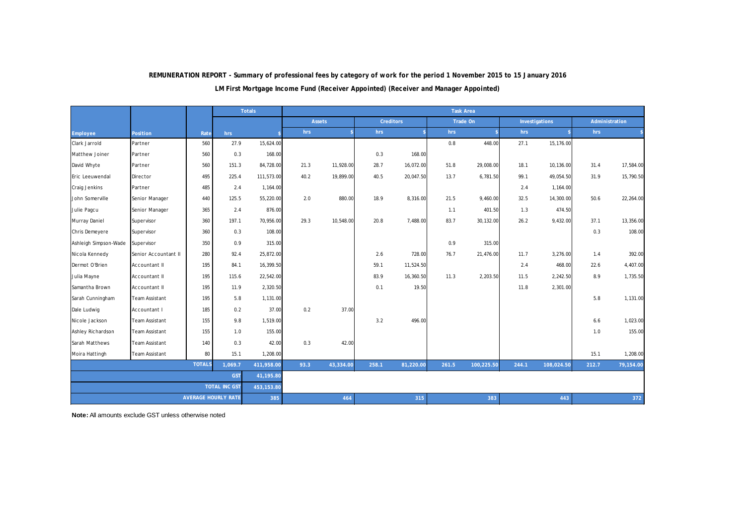**REMUNERATION REPORT - Summary of professional fees by category of work for the period 1 November 2015 to 15 January 2016**

**LM First Mortgage Income Fund (Receiver Appointed) (Receiver and Manager Appointed)**

| | | | Totals | | Task Area | | | | | | | | | |
|---|---|---|---|---|---|---|---|---|---|---|---|---|---|---|
| | | | | | Assets | | Creditors | | Trade On | | Investigations | | Administration | |
| Employee | Position | Rate | hrs | $ | hrs | $ | hrs | $ | hrs | $ | hrs | $ | hrs | $ |
| Clark Jarrold | Partner | 560 | 27.9 | 15,624.00 | | | | | 0.8 | 448.00 | 27.1 | 15,176.00 | | |
| Matthew Joiner | Partner | 560 | 0.3 | 168.00 | | | 0.3 | 168.00 | | | | | | |
| David Whyte | Partner | 560 | 151.3 | 84,728.00 | 21.3 | 11,928.00 | 28.7 | 16,072.00 | 51.8 | 29,008.00 | 18.1 | 10,136.00 | 31.4 | 17,584.00 |
| Eric Leeuwendal | Director | 495 | 225.4 | 111,573.00 | 40.2 | 19,899.00 | 40.5 | 20,047.50 | 13.7 | 6,781.50 | 99.1 | 49,054.50 | 31.9 | 15,790.50 |
| Craig Jenkins | Partner | 485 | 2.4 | 1,164.00 | | | | | | | 2.4 | 1,164.00 | | |
| John Somerville | Senior Manager | 440 | 125.5 | 55,220.00 | 2.0 | 880.00 | 18.9 | 8,316.00 | 21.5 | 9,460.00 | 32.5 | 14,300.00 | 50.6 | 22,264.00 |
| Julie Pagcu | Senior Manager | 365 | 2.4 | 876.00 | | | | | 1.1 | 401.50 | 1.3 | 474.50 | | |
| Murray Daniel | Supervisor | 360 | 197.1 | 70,956.00 | 29.3 | 10,548.00 | 20.8 | 7,488.00 | 83.7 | 30,132.00 | 26.2 | 9,432.00 | 37.1 | 13,356.00 |
| Chris Demeyere | Supervisor | 360 | 0.3 | 108.00 | | | | | | | | | 0.3 | 108.00 |
| Ashleigh Simpson-Wade | Supervisor | 350 | 0.9 | 315.00 | | | | | 0.9 | 315.00 | | | | |
| Nicola Kennedy | Senior Accountant II | 280 | 92.4 | 25,872.00 | | | 2.6 | 728.00 | 76.7 | 21,476.00 | 11.7 | 3,276.00 | 1.4 | 392.00 |
| Dermot O'Brien | Accountant II | 195 | 84.1 | 16,399.50 | | | 59.1 | 11,524.50 | | | 2.4 | 468.00 | 22.6 | 4,407.00 |
| Julia Mayne | Accountant II | 195 | 115.6 | 22,542.00 | | | 83.9 | 16,360.50 | 11.3 | 2,203.50 | 11.5 | 2,242.50 | 8.9 | 1,735.50 |
| Samantha Brown | Accountant II | 195 | 11.9 | 2,320.50 | | | 0.1 | 19.50 | | | 11.8 | 2,301.00 | | |
| Sarah Cunningham | Team Assistant | 195 | 5.8 | 1,131.00 | | | | | | | | | 5.8 | 1,131.00 |
| Dale Ludwig | Accountant I | 185 | 0.2 | 37.00 | 0.2 | 37.00 | | | | | | | | |
| Nicole Jackson | Team Assistant | 155 | 9.8 | 1,519.00 | | | 3.2 | 496.00 | | | | | 6.6 | 1,023.00 |
| Ashley Richardson | Team Assistant | 155 | 1.0 | 155.00 | | | | | | | | | 1.0 | 155.00 |
| Sarah Matthews | Team Assistant | 140 | 0.3 | 42.00 | 0.3 | 42.00 | | | | | | | | |
| Moira Hattingh | Team Assistant | 80 | 15.1 | 1,208.00 | | | | | | | | | 15.1 | 1,208.00 |
| | | TOTALS | 1,069.7 | 411,958.00 | 93.3 | 43,334.00 | 258.1 | 81,220.00 | 261.5 | 100,225.50 | 244.1 | 108,024.50 | 212.7 | 79,154.00 |
| | | | GST | 41,195.80 | | | | | | | | | | |
| | | | TOTAL INC GST | 453,153.80 | | | | | | | | | | |
| | | | AVERAGE HOURLY RATE | 385 | | 464 | | 315 | | 383 | | 443 | | 372 |

**Note:** All amounts exclude GST unless otherwise noted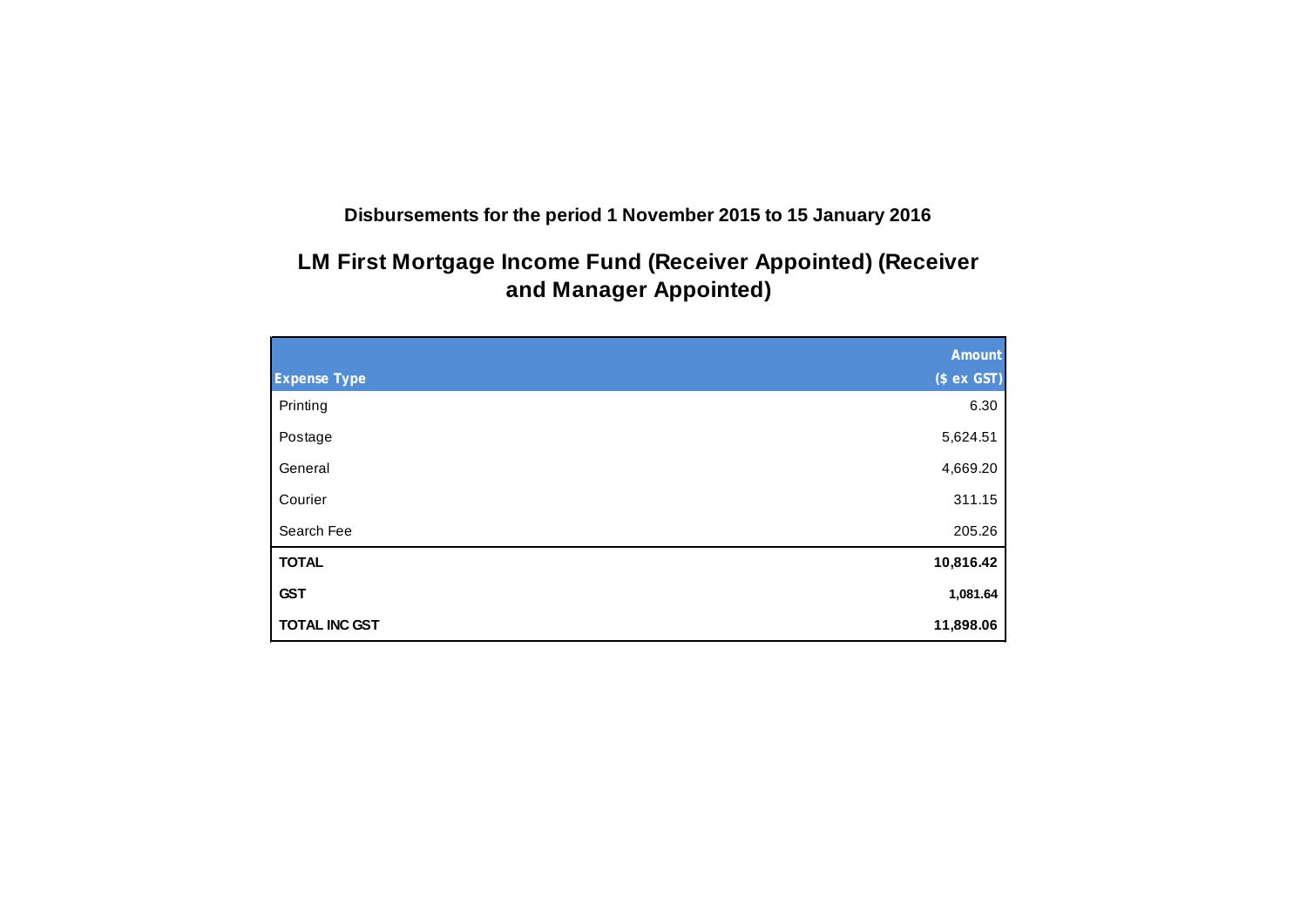**Disbursements for the period 1 November 2015 to 15 January 2016**

## LM First Mortgage Income Fund (Receiver Appointed) (Receiver and Manager Appointed)

| Expense Type | Amount ($ ex GST) |
|---|---:|
| Printing | 6.30 |
| Postage | 5,624.51 |
| General | 4,669.20 |
| Courier | 311.15 |
| Search Fee | 205.26 |
| **TOTAL** | **10,816.42** |
| **GST** | **1,081.64** |
| **TOTAL INC GST** | **11,898.06** |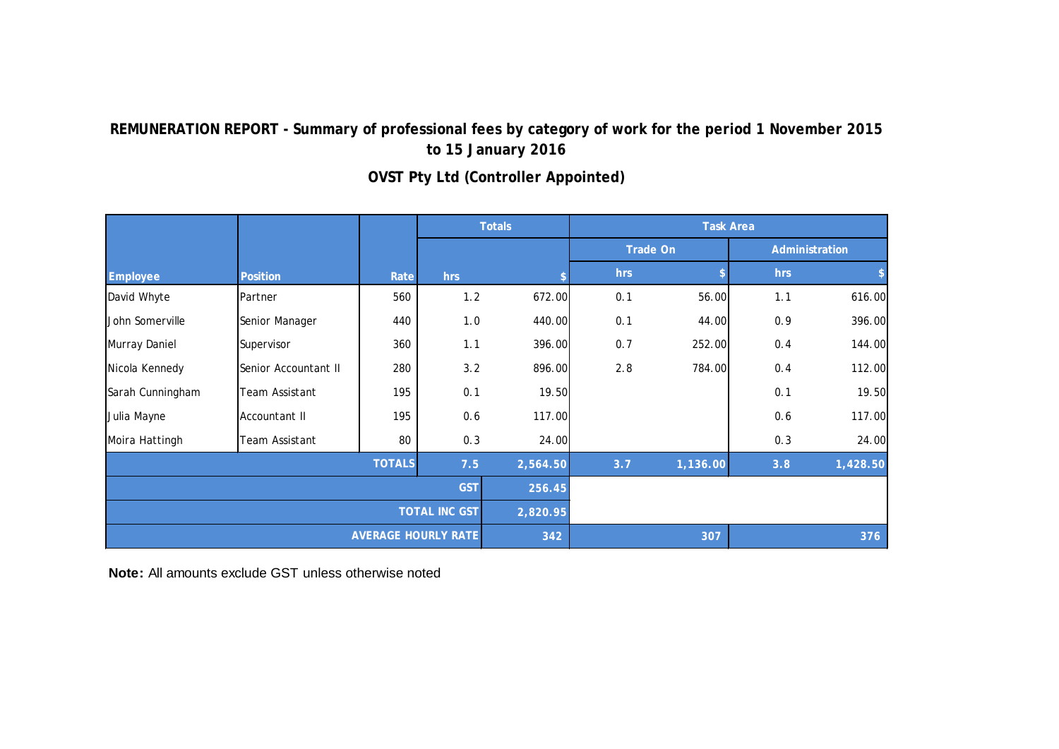**REMUNERATION REPORT - Summary of professional fees by category of work for the period 1 November 2015 to 15 January 2016**

**OVST Pty Ltd (Controller Appointed)**

| | | | Totals | | Task Area | | | |
|---|---|---|---|---|---|---|---|---|
| | | | | | Trade On | | Administration | |
| Employee | Position | Rate | hrs | $ | hrs | $ | hrs | $ |
| David Whyte | Partner | 560 | 1.2 | 672.00 | 0.1 | 56.00 | 1.1 | 616.00 |
| John Somerville | Senior Manager | 440 | 1.0 | 440.00 | 0.1 | 44.00 | 0.9 | 396.00 |
| Murray Daniel | Supervisor | 360 | 1.1 | 396.00 | 0.7 | 252.00 | 0.4 | 144.00 |
| Nicola Kennedy | Senior Accountant II | 280 | 3.2 | 896.00 | 2.8 | 784.00 | 0.4 | 112.00 |
| Sarah Cunningham | Team Assistant | 195 | 0.1 | 19.50 | | | 0.1 | 19.50 |
| Julia Mayne | Accountant II | 195 | 0.6 | 117.00 | | | 0.6 | 117.00 |
| Moira Hattingh | Team Assistant | 80 | 0.3 | 24.00 | | | 0.3 | 24.00 |
| | | **TOTALS** | **7.5** | **2,564.50** | **3.7** | **1,136.00** | **3.8** | **1,428.50** |
| | | | **GST** | **256.45** | | | | |
| | | | **TOTAL INC GST** | **2,820.95** | | | | |
| | | | **AVERAGE HOURLY RATE** | **342** | | **307** | | **376** |

**Note:** All amounts exclude GST unless otherwise noted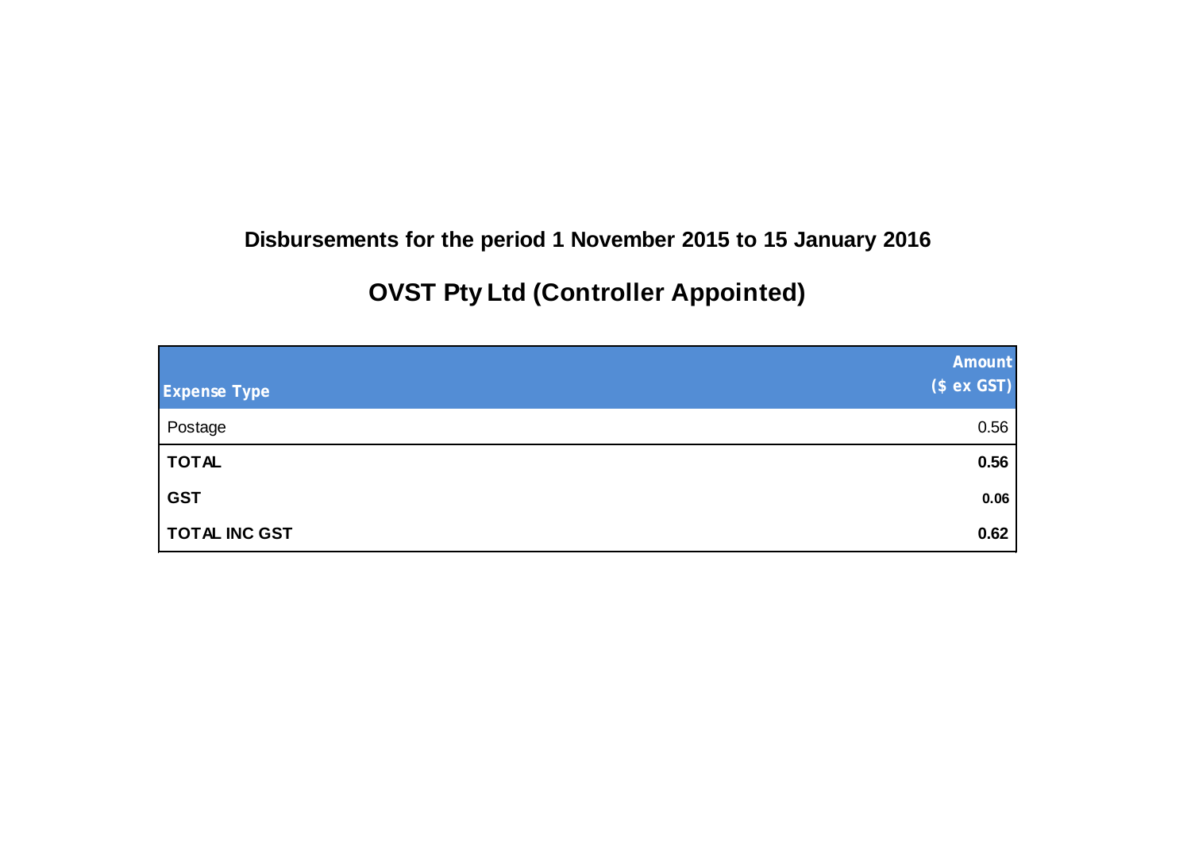## Disbursements for the period 1 November 2015 to 15 January 2016

## OVST Pty Ltd (Controller Appointed)

| Expense Type | Amount ($ ex GST) |
|---|---|
| Postage | 0.56 |
| **TOTAL** | **0.56** |
| **GST** | **0.06** |
| **TOTAL INC GST** | **0.62** |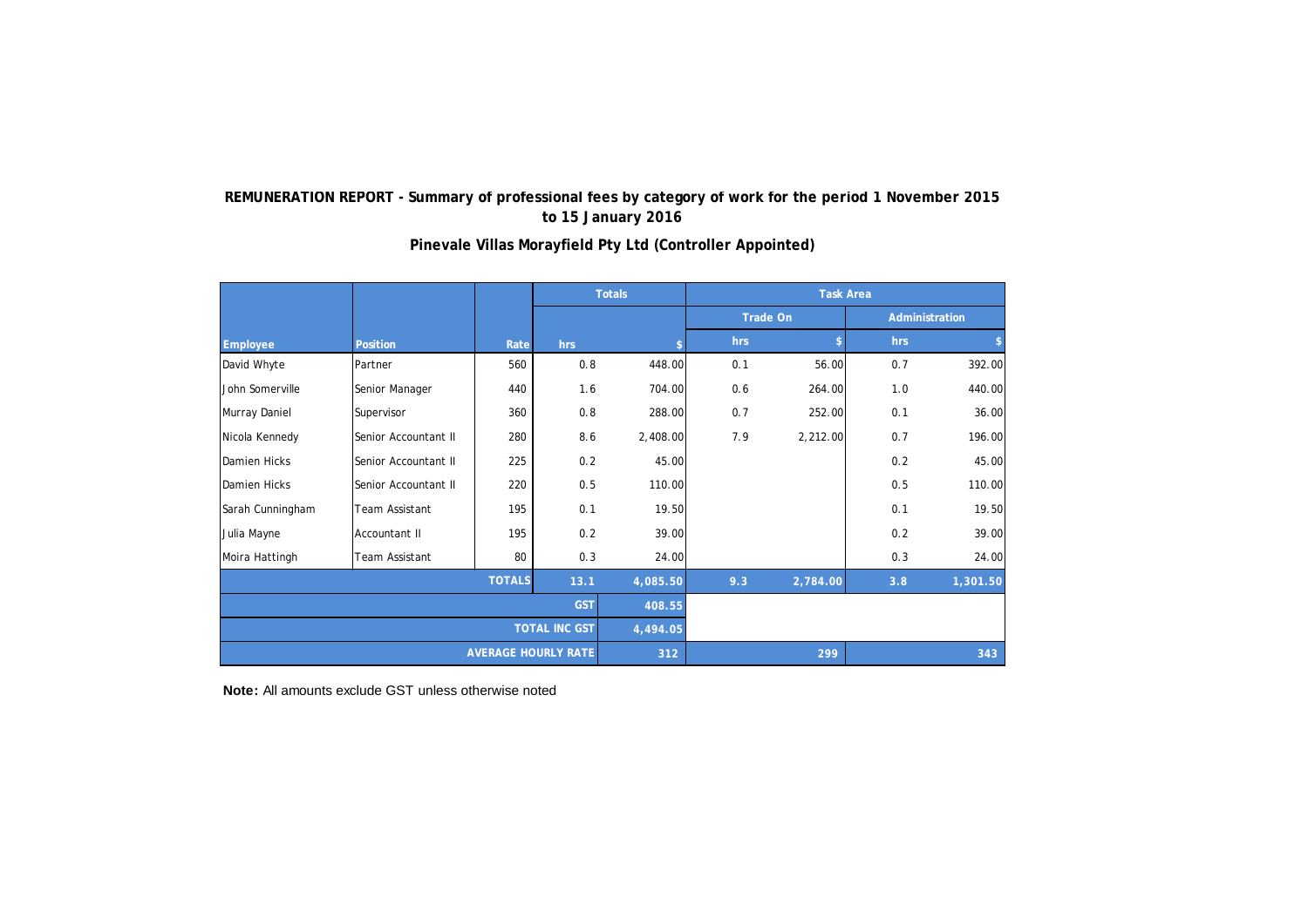**REMUNERATION REPORT - Summary of professional fees by category of work for the period 1 November 2015 to 15 January 2016**

**Pinevale Villas Morayfield Pty Ltd (Controller Appointed)**

| | | | Totals | | Task Area | | | |
|---|---|---|---|---|---|---|---|---|
| | | | | | Trade On | | Administration | |
| Employee | Position | Rate | hrs | $ | hrs | $ | hrs | $ |
| David Whyte | Partner | 560 | 0.8 | 448.00 | 0.1 | 56.00 | 0.7 | 392.00 |
| John Somerville | Senior Manager | 440 | 1.6 | 704.00 | 0.6 | 264.00 | 1.0 | 440.00 |
| Murray Daniel | Supervisor | 360 | 0.8 | 288.00 | 0.7 | 252.00 | 0.1 | 36.00 |
| Nicola Kennedy | Senior Accountant II | 280 | 8.6 | 2,408.00 | 7.9 | 2,212.00 | 0.7 | 196.00 |
| Damien Hicks | Senior Accountant II | 225 | 0.2 | 45.00 | | | 0.2 | 45.00 |
| Damien Hicks | Senior Accountant II | 220 | 0.5 | 110.00 | | | 0.5 | 110.00 |
| Sarah Cunningham | Team Assistant | 195 | 0.1 | 19.50 | | | 0.1 | 19.50 |
| Julia Mayne | Accountant II | 195 | 0.2 | 39.00 | | | 0.2 | 39.00 |
| Moira Hattingh | Team Assistant | 80 | 0.3 | 24.00 | | | 0.3 | 24.00 |
| | | TOTALS | 13.1 | 4,085.50 | 9.3 | 2,784.00 | 3.8 | 1,301.50 |
| | | | GST | 408.55 | | | | |
| | | | TOTAL INC GST | 4,494.05 | | | | |
| | | | AVERAGE HOURLY RATE | 312 | | 299 | | 343 |

**Note:** All amounts exclude GST unless otherwise noted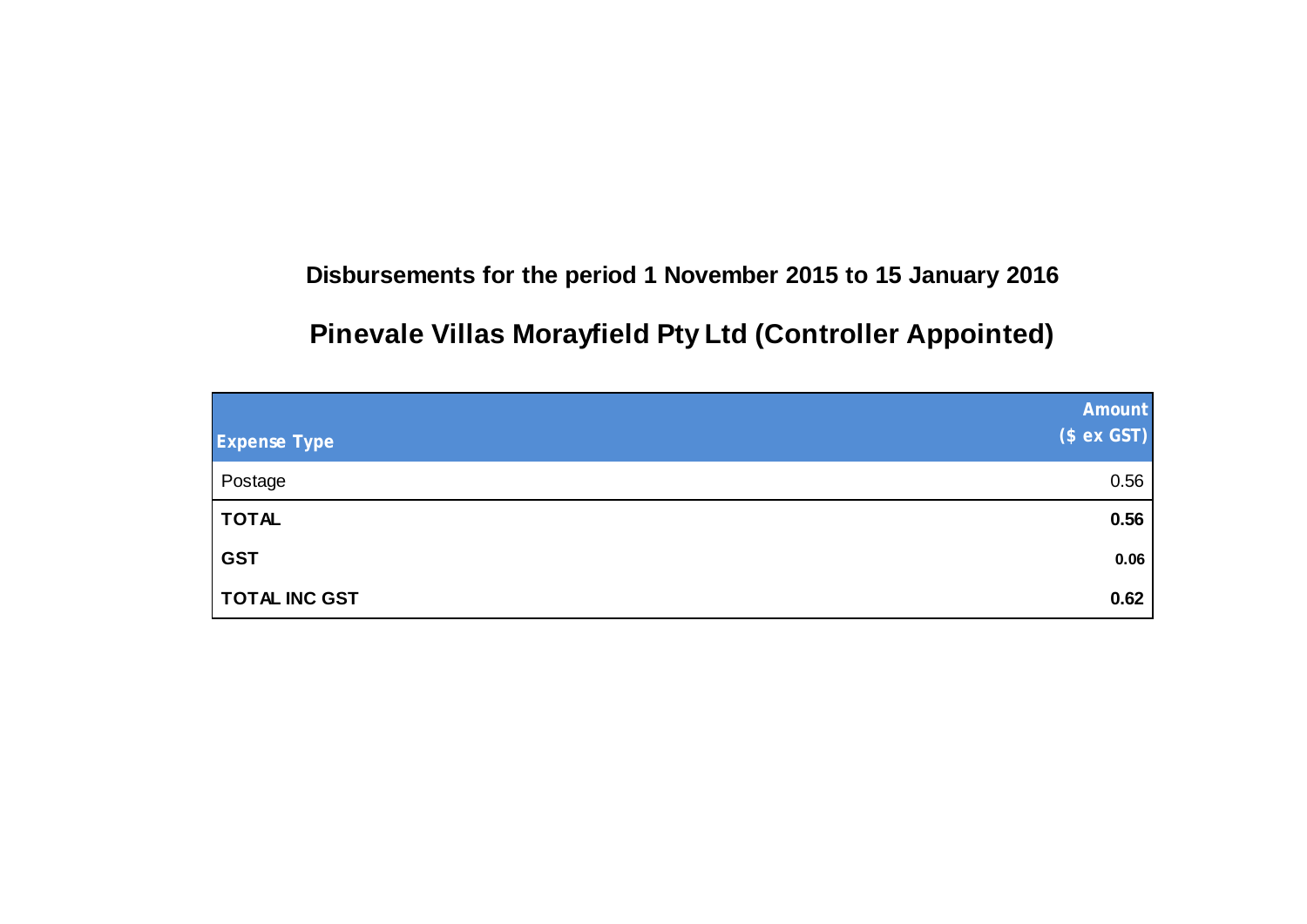**Disbursements for the period 1 November 2015 to 15 January 2016**

## Pinevale Villas Morayfield Pty Ltd (Controller Appointed)

| Expense Type | Amount ($ ex GST) |
| --- | --- |
| Postage | 0.56 |
| **TOTAL** | **0.56** |
| **GST** | **0.06** |
| **TOTAL INC GST** | **0.62** |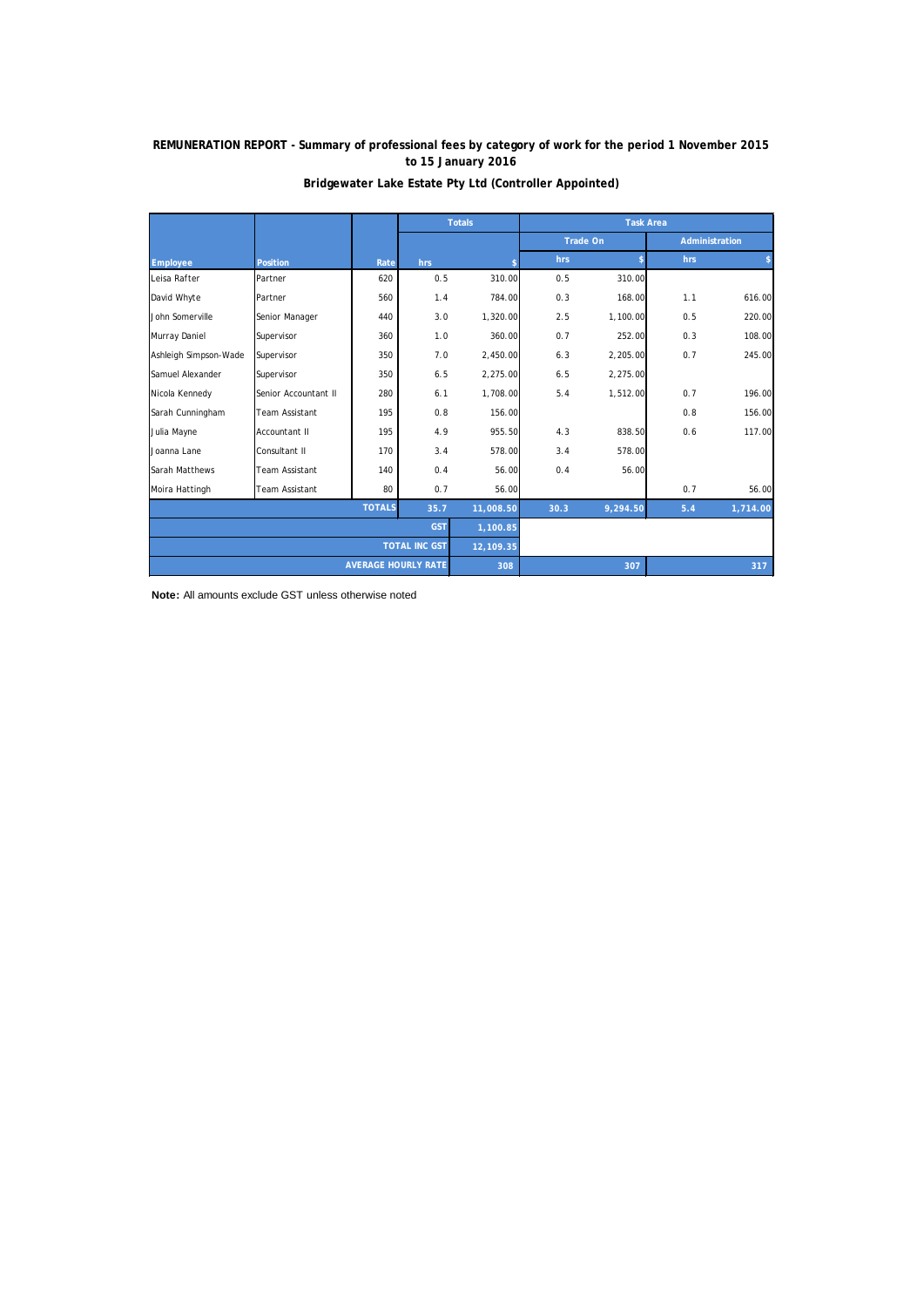**REMUNERATION REPORT - Summary of professional fees by category of work for the period 1 November 2015 to 15 January 2016**

**Bridgewater Lake Estate Pty Ltd (Controller Appointed)**

| | | | Totals | | Task Area | | | |
|---|---|---|---|---|---|---|---|---|
| | | | | | Trade On | | Administration | |
| Employee | Position | Rate | hrs | $ | hrs | $ | hrs | $ |
| Leisa Rafter | Partner | 620 | 0.5 | 310.00 | 0.5 | 310.00 | | |
| David Whyte | Partner | 560 | 1.4 | 784.00 | 0.3 | 168.00 | 1.1 | 616.00 |
| John Somerville | Senior Manager | 440 | 3.0 | 1,320.00 | 2.5 | 1,100.00 | 0.5 | 220.00 |
| Murray Daniel | Supervisor | 360 | 1.0 | 360.00 | 0.7 | 252.00 | 0.3 | 108.00 |
| Ashleigh Simpson-Wade | Supervisor | 350 | 7.0 | 2,450.00 | 6.3 | 2,205.00 | 0.7 | 245.00 |
| Samuel Alexander | Supervisor | 350 | 6.5 | 2,275.00 | 6.5 | 2,275.00 | | |
| Nicola Kennedy | Senior Accountant II | 280 | 6.1 | 1,708.00 | 5.4 | 1,512.00 | 0.7 | 196.00 |
| Sarah Cunningham | Team Assistant | 195 | 0.8 | 156.00 | | | 0.8 | 156.00 |
| Julia Mayne | Accountant II | 195 | 4.9 | 955.50 | 4.3 | 838.50 | 0.6 | 117.00 |
| Joanna Lane | Consultant II | 170 | 3.4 | 578.00 | 3.4 | 578.00 | | |
| Sarah Matthews | Team Assistant | 140 | 0.4 | 56.00 | 0.4 | 56.00 | | |
| Moira Hattingh | Team Assistant | 80 | 0.7 | 56.00 | | | 0.7 | 56.00 |
| | | TOTALS | 35.7 | 11,008.50 | 30.3 | 9,294.50 | 5.4 | 1,714.00 |
| | | | GST | 1,100.85 | | | | |
| | | | TOTAL INC GST | 12,109.35 | | | | |
| | | | AVERAGE HOURLY RATE | 308 | | 307 | | 317 |

**Note:** All amounts exclude GST unless otherwise noted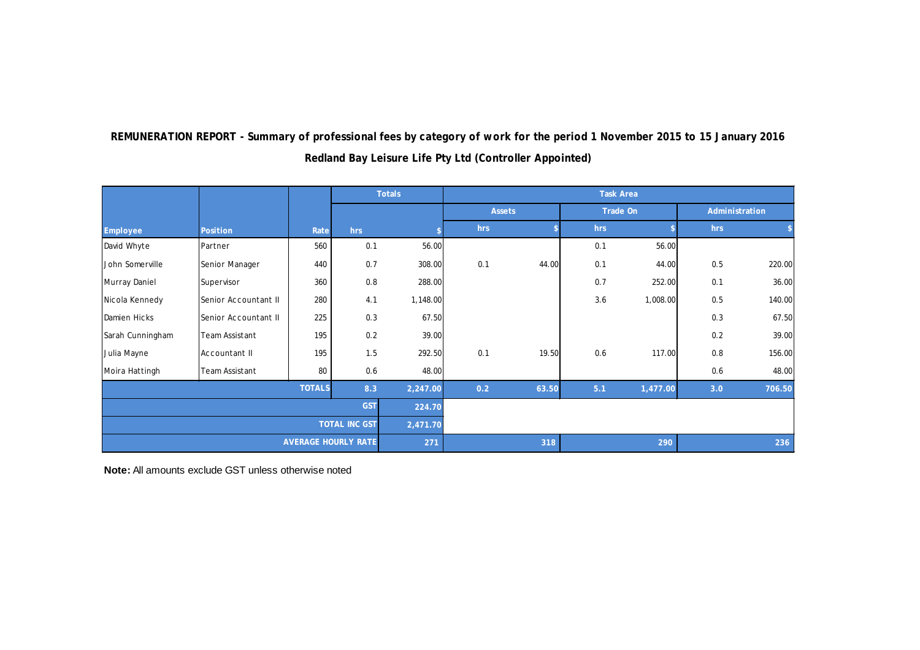**REMUNERATION REPORT - Summary of professional fees by category of work for the period 1 November 2015 to 15 January 2016**

**Redland Bay Leisure Life Pty Ltd (Controller Appointed)**

| | | | Totals | | Task Area | | | | | |
|---|---|---|---|---|---|---|---|---|---|---|
| | | | | | Assets | | Trade On | | Administration | |
| Employee | Position | Rate | hrs | $ | hrs | $ | hrs | $ | hrs | $ |
| David Whyte | Partner | 560 | 0.1 | 56.00 | | | 0.1 | 56.00 | | |
| John Somerville | Senior Manager | 440 | 0.7 | 308.00 | 0.1 | 44.00 | 0.1 | 44.00 | 0.5 | 220.00 |
| Murray Daniel | Supervisor | 360 | 0.8 | 288.00 | | | 0.7 | 252.00 | 0.1 | 36.00 |
| Nicola Kennedy | Senior Accountant II | 280 | 4.1 | 1,148.00 | | | 3.6 | 1,008.00 | 0.5 | 140.00 |
| Damien Hicks | Senior Accountant II | 225 | 0.3 | 67.50 | | | | | 0.3 | 67.50 |
| Sarah Cunningham | Team Assistant | 195 | 0.2 | 39.00 | | | | | 0.2 | 39.00 |
| Julia Mayne | Accountant II | 195 | 1.5 | 292.50 | 0.1 | 19.50 | 0.6 | 117.00 | 0.8 | 156.00 |
| Moira Hattingh | Team Assistant | 80 | 0.6 | 48.00 | | | | | 0.6 | 48.00 |
| | | TOTALS | 8.3 | 2,247.00 | 0.2 | 63.50 | 5.1 | 1,477.00 | 3.0 | 706.50 |
| | | | GST | 224.70 | | | | | | |
| | | | TOTAL INC GST | 2,471.70 | | | | | | |
| | | | AVERAGE HOURLY RATE | 271 | | 318 | | 290 | | 236 |

**Note:** All amounts exclude GST unless otherwise noted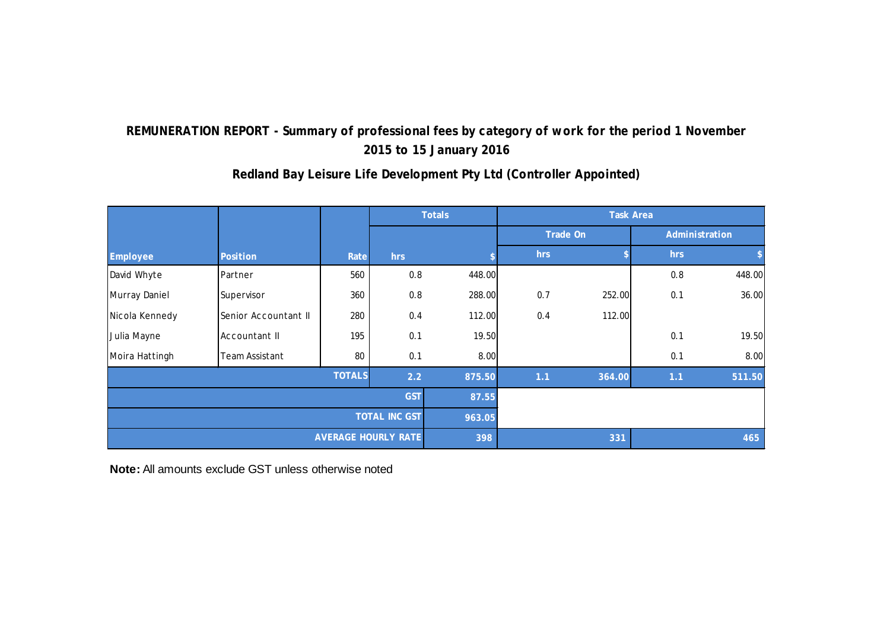**REMUNERATION REPORT - Summary of professional fees by category of work for the period 1 November 2015 to 15 January 2016**

**Redland Bay Leisure Life Development Pty Ltd (Controller Appointed)**

| | | | Totals | | Task Area | | | |
|---|---|---|---|---|---|---|---|---|
| | | | | | Trade On | | Administration | |
| Employee | Position | Rate | hrs | $ | hrs | $ | hrs | $ |
| David Whyte | Partner | 560 | 0.8 | 448.00 | | | 0.8 | 448.00 |
| Murray Daniel | Supervisor | 360 | 0.8 | 288.00 | 0.7 | 252.00 | 0.1 | 36.00 |
| Nicola Kennedy | Senior Accountant II | 280 | 0.4 | 112.00 | 0.4 | 112.00 | | |
| Julia Mayne | Accountant II | 195 | 0.1 | 19.50 | | | 0.1 | 19.50 |
| Moira Hattingh | Team Assistant | 80 | 0.1 | 8.00 | | | 0.1 | 8.00 |
| | | TOTALS | 2.2 | 875.50 | 1.1 | 364.00 | 1.1 | 511.50 |
| | | | GST | 87.55 | | | | |
| | | | TOTAL INC GST | 963.05 | | | | |
| | | | AVERAGE HOURLY RATE | 398 | | 331 | | 465 |

**Note:** All amounts exclude GST unless otherwise noted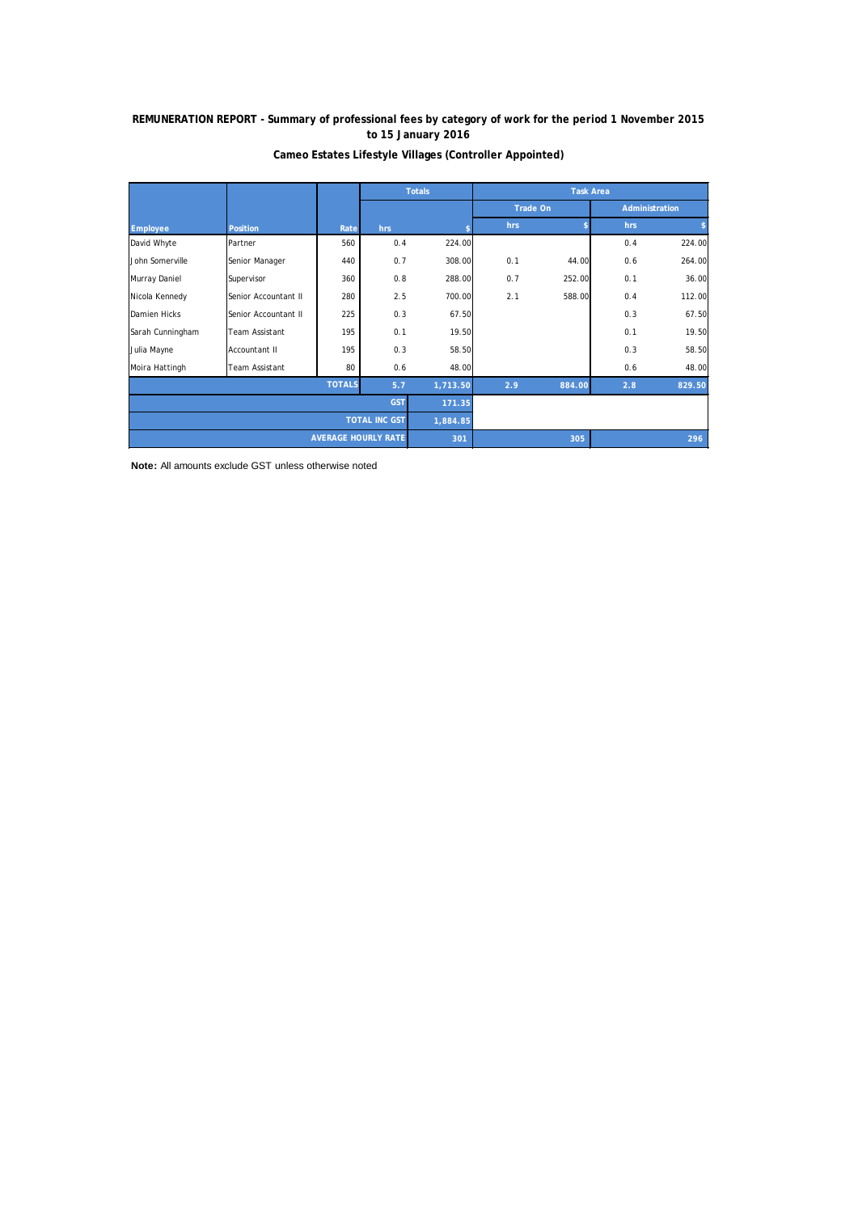**REMUNERATION REPORT - Summary of professional fees by category of work for the period 1 November 2015 to 15 January 2016**

**Cameo Estates Lifestyle Villages (Controller Appointed)**

| | | | Totals | | Task Area | | | |
|---|---|---|---|---|---|---|---|---|
| | | | | | Trade On | | Administration | |
| Employee | Position | Rate | hrs | $ | hrs | $ | hrs | $ |
| David Whyte | Partner | 560 | 0.4 | 224.00 | | | 0.4 | 224.00 |
| John Somerville | Senior Manager | 440 | 0.7 | 308.00 | 0.1 | 44.00 | 0.6 | 264.00 |
| Murray Daniel | Supervisor | 360 | 0.8 | 288.00 | 0.7 | 252.00 | 0.1 | 36.00 |
| Nicola Kennedy | Senior Accountant II | 280 | 2.5 | 700.00 | 2.1 | 588.00 | 0.4 | 112.00 |
| Damien Hicks | Senior Accountant II | 225 | 0.3 | 67.50 | | | 0.3 | 67.50 |
| Sarah Cunningham | Team Assistant | 195 | 0.1 | 19.50 | | | 0.1 | 19.50 |
| Julia Mayne | Accountant II | 195 | 0.3 | 58.50 | | | 0.3 | 58.50 |
| Moira Hattingh | Team Assistant | 80 | 0.6 | 48.00 | | | 0.6 | 48.00 |
| | | TOTALS | 5.7 | 1,713.50 | 2.9 | 884.00 | 2.8 | 829.50 |
| | | | GST | 171.35 | | | | |
| | | | TOTAL INC GST | 1,884.85 | | | | |
| | | | AVERAGE HOURLY RATE | 301 | | 305 | | 296 |

**Note:** All amounts exclude GST unless otherwise noted